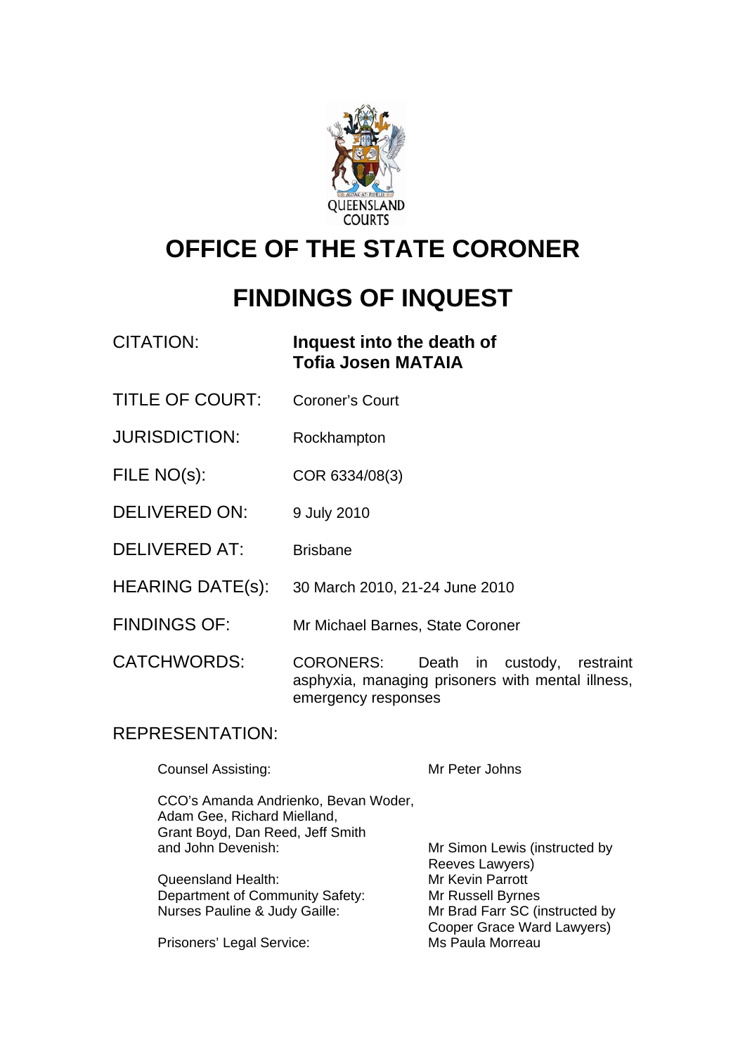QUEENSLAND COURTS

# OFFICE OF THE STATE CORONER

# FINDINGS OF INQUEST

| | |
|---|---|
| CITATION: | **Inquest into the death of Tofia Josen MATAIA** |
| TITLE OF COURT: | Coroner's Court |
| JURISDICTION: | Rockhampton |
| FILE NO(s): | COR 6334/08(3) |
| DELIVERED ON: | 9 July 2010 |
| DELIVERED AT: | Brisbane |
| HEARING DATE(s): | 30 March 2010, 21-24 June 2010 |
| FINDINGS OF: | Mr Michael Barnes, State Coroner |
| CATCHWORDS: | CORONERS: Death in custody, restraint asphyxia, managing prisoners with mental illness, emergency responses |

REPRESENTATION:

| | |
|---|---|
| Counsel Assisting: | Mr Peter Johns |
| CCO's Amanda Andrienko, Bevan Woder, Adam Gee, Richard Mielland, Grant Boyd, Dan Reed, Jeff Smith and John Devenish: | Mr Simon Lewis (instructed by Reeves Lawyers) |
| Queensland Health: | Mr Kevin Parrott |
| Department of Community Safety: | Mr Russell Byrnes |
| Nurses Pauline & Judy Gaille: | Mr Brad Farr SC (instructed by Cooper Grace Ward Lawyers) |
| Prisoners' Legal Service: | Ms Paula Morreau |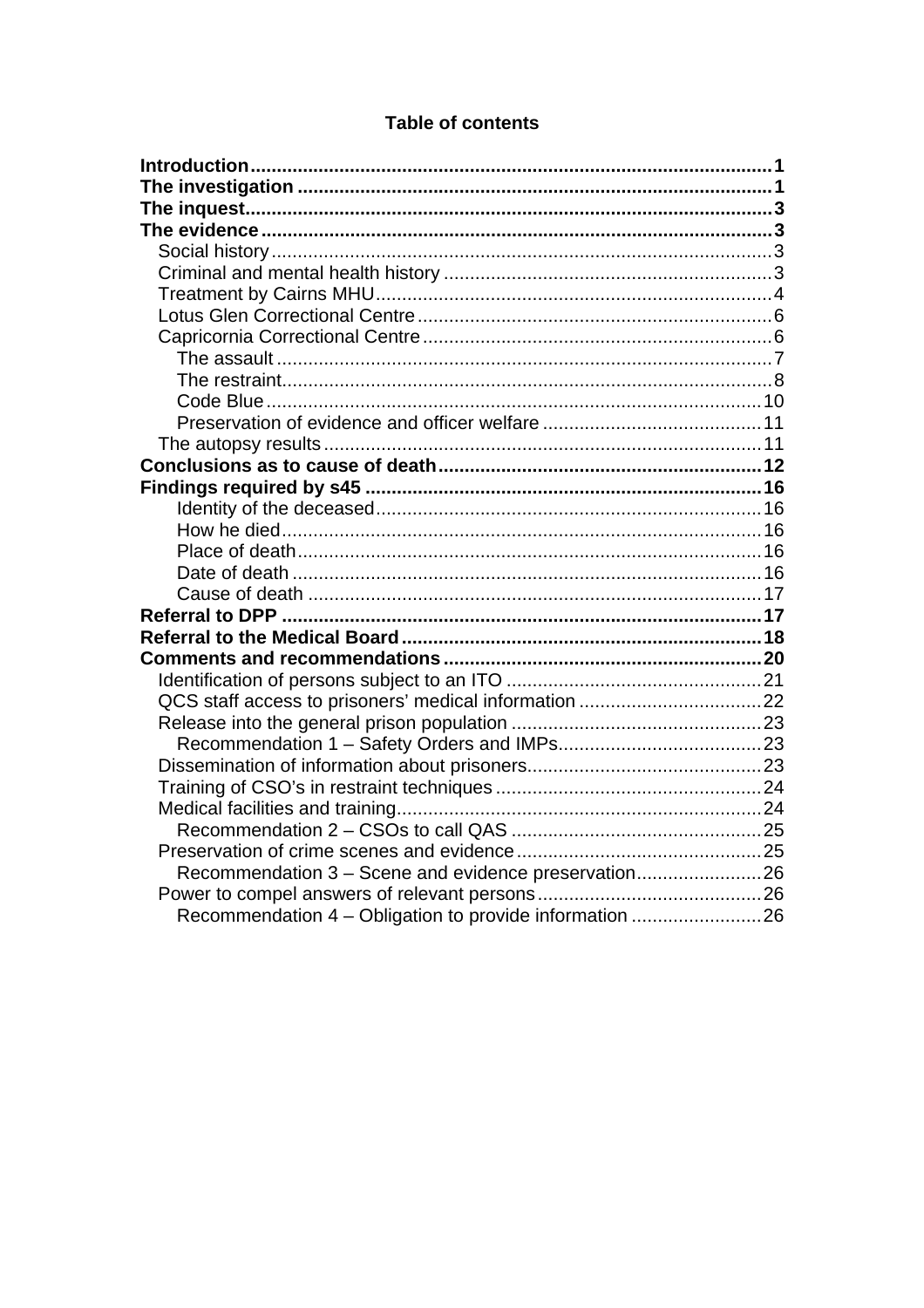**Table of contents**

**Introduction** ..... **1**
**The investigation** ..... **1**
**The inquest** ..... **3**
**The evidence** ..... **3**
- Social history ..... 3
- Criminal and mental health history ..... 3
- Treatment by Cairns MHU ..... 4
- Lotus Glen Correctional Centre ..... 6
- Capricornia Correctional Centre ..... 6
  - The assault ..... 7
  - The restraint ..... 8
  - Code Blue ..... 10
  - Preservation of evidence and officer welfare ..... 11
- The autopsy results ..... 11

**Conclusions as to cause of death** ..... **12**
**Findings required by s45** ..... **16**
- Identity of the deceased ..... 16
- How he died ..... 16
- Place of death ..... 16
- Date of death ..... 16
- Cause of death ..... 17

**Referral to DPP** ..... **17**
**Referral to the Medical Board** ..... **18**
**Comments and recommendations** ..... **20**
- Identification of persons subject to an ITO ..... 21
- QCS staff access to prisoners' medical information ..... 22
- Release into the general prison population ..... 23
  - Recommendation 1 – Safety Orders and IMPs ..... 23
- Dissemination of information about prisoners ..... 23
- Training of CSO's in restraint techniques ..... 24
- Medical facilities and training ..... 24
  - Recommendation 2 – CSOs to call QAS ..... 25
- Preservation of crime scenes and evidence ..... 25
  - Recommendation 3 – Scene and evidence preservation ..... 26
- Power to compel answers of relevant persons ..... 26
  - Recommendation 4 – Obligation to provide information ..... 26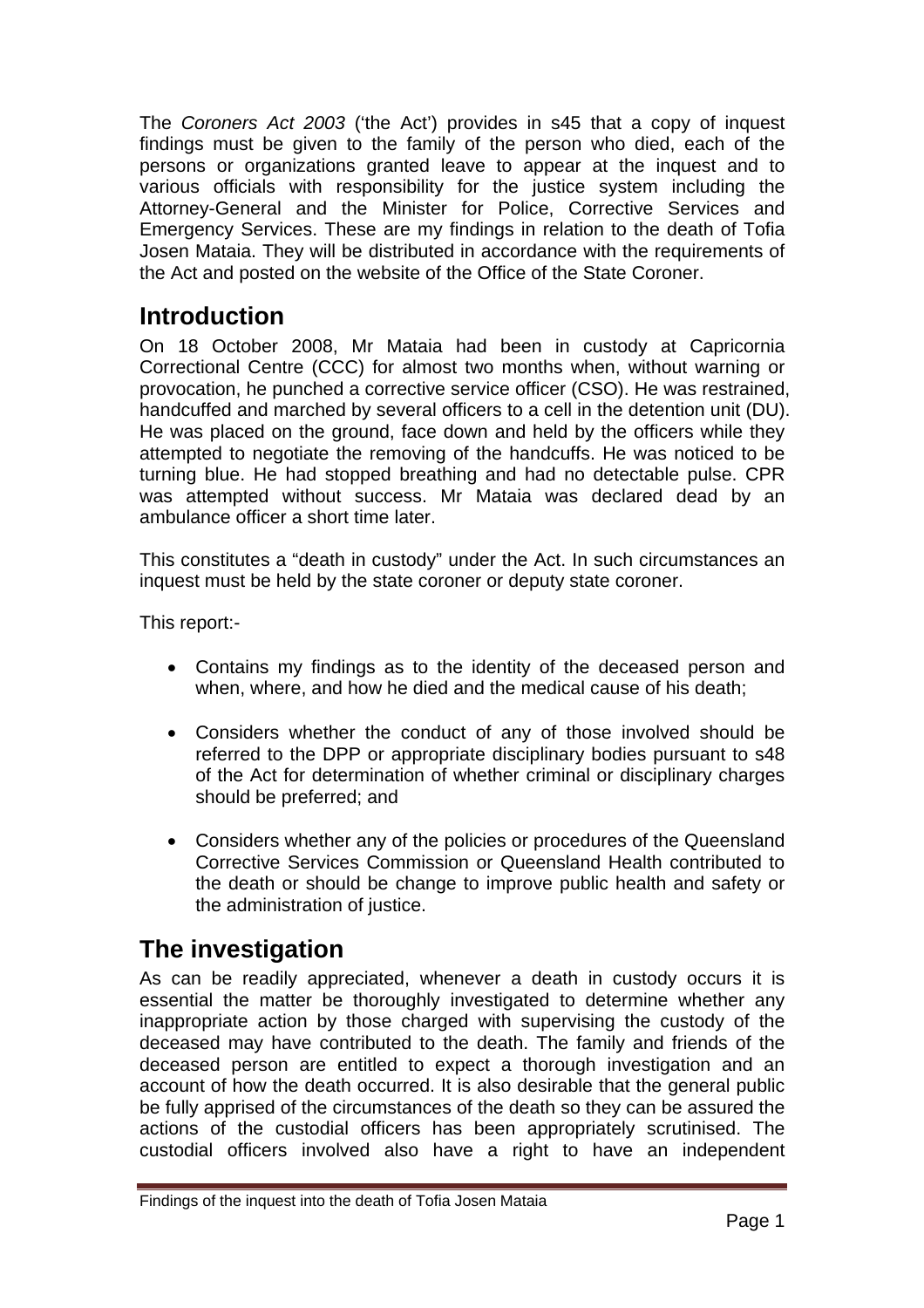The *Coroners Act 2003* ('the Act') provides in s45 that a copy of inquest findings must be given to the family of the person who died, each of the persons or organizations granted leave to appear at the inquest and to various officials with responsibility for the justice system including the Attorney-General and the Minister for Police, Corrective Services and Emergency Services. These are my findings in relation to the death of Tofia Josen Mataia. They will be distributed in accordance with the requirements of the Act and posted on the website of the Office of the State Coroner.

## Introduction

On 18 October 2008, Mr Mataia had been in custody at Capricornia Correctional Centre (CCC) for almost two months when, without warning or provocation, he punched a corrective service officer (CSO). He was restrained, handcuffed and marched by several officers to a cell in the detention unit (DU). He was placed on the ground, face down and held by the officers while they attempted to negotiate the removing of the handcuffs. He was noticed to be turning blue. He had stopped breathing and had no detectable pulse. CPR was attempted without success. Mr Mataia was declared dead by an ambulance officer a short time later.

This constitutes a "death in custody" under the Act. In such circumstances an inquest must be held by the state coroner or deputy state coroner.

This report:-

- Contains my findings as to the identity of the deceased person and when, where, and how he died and the medical cause of his death;
- Considers whether the conduct of any of those involved should be referred to the DPP or appropriate disciplinary bodies pursuant to s48 of the Act for determination of whether criminal or disciplinary charges should be preferred; and
- Considers whether any of the policies or procedures of the Queensland Corrective Services Commission or Queensland Health contributed to the death or should be change to improve public health and safety or the administration of justice.

## The investigation

As can be readily appreciated, whenever a death in custody occurs it is essential the matter be thoroughly investigated to determine whether any inappropriate action by those charged with supervising the custody of the deceased may have contributed to the death. The family and friends of the deceased person are entitled to expect a thorough investigation and an account of how the death occurred. It is also desirable that the general public be fully apprised of the circumstances of the death so they can be assured the actions of the custodial officers has been appropriately scrutinised. The custodial officers involved also have a right to have an independent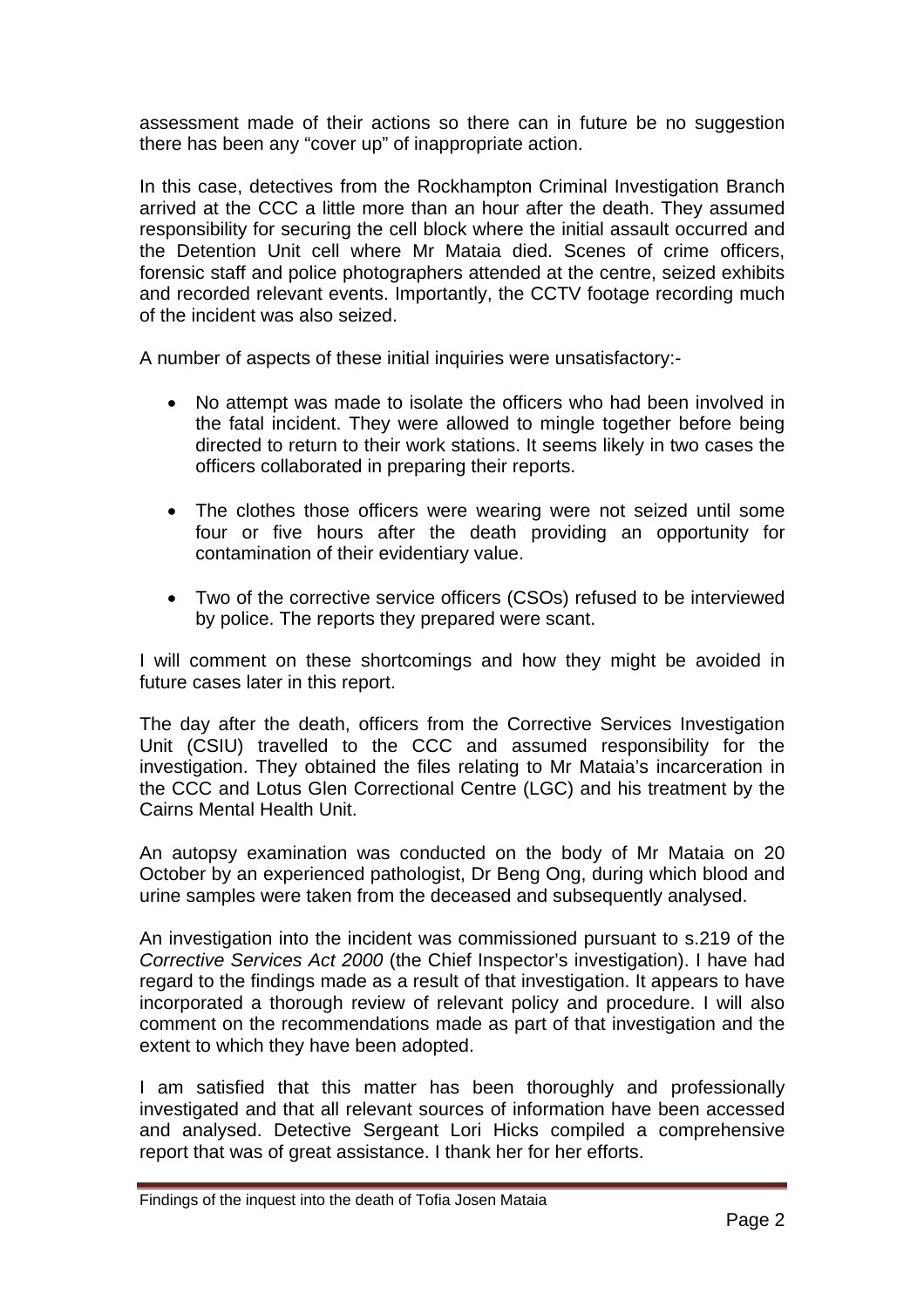assessment made of their actions so there can in future be no suggestion there has been any "cover up" of inappropriate action.

In this case, detectives from the Rockhampton Criminal Investigation Branch arrived at the CCC a little more than an hour after the death. They assumed responsibility for securing the cell block where the initial assault occurred and the Detention Unit cell where Mr Mataia died. Scenes of crime officers, forensic staff and police photographers attended at the centre, seized exhibits and recorded relevant events. Importantly, the CCTV footage recording much of the incident was also seized.

A number of aspects of these initial inquiries were unsatisfactory:-

- No attempt was made to isolate the officers who had been involved in the fatal incident. They were allowed to mingle together before being directed to return to their work stations. It seems likely in two cases the officers collaborated in preparing their reports.
- The clothes those officers were wearing were not seized until some four or five hours after the death providing an opportunity for contamination of their evidentiary value.
- Two of the corrective service officers (CSOs) refused to be interviewed by police. The reports they prepared were scant.

I will comment on these shortcomings and how they might be avoided in future cases later in this report.

The day after the death, officers from the Corrective Services Investigation Unit (CSIU) travelled to the CCC and assumed responsibility for the investigation. They obtained the files relating to Mr Mataia's incarceration in the CCC and Lotus Glen Correctional Centre (LGC) and his treatment by the Cairns Mental Health Unit.

An autopsy examination was conducted on the body of Mr Mataia on 20 October by an experienced pathologist, Dr Beng Ong, during which blood and urine samples were taken from the deceased and subsequently analysed.

An investigation into the incident was commissioned pursuant to s.219 of the *Corrective Services Act 2000* (the Chief Inspector's investigation). I have had regard to the findings made as a result of that investigation. It appears to have incorporated a thorough review of relevant policy and procedure. I will also comment on the recommendations made as part of that investigation and the extent to which they have been adopted.

I am satisfied that this matter has been thoroughly and professionally investigated and that all relevant sources of information have been accessed and analysed. Detective Sergeant Lori Hicks compiled a comprehensive report that was of great assistance. I thank her for her efforts.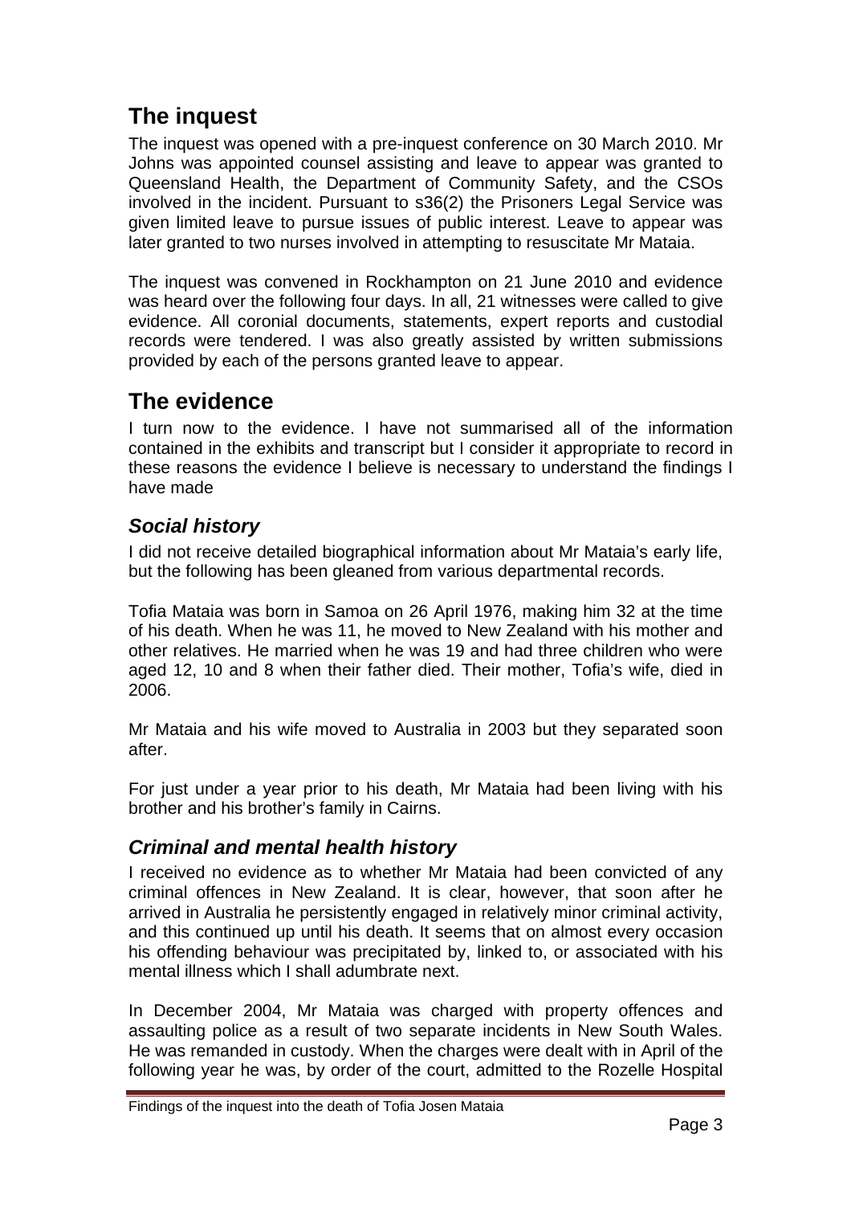# The inquest

The inquest was opened with a pre-inquest conference on 30 March 2010. Mr Johns was appointed counsel assisting and leave to appear was granted to Queensland Health, the Department of Community Safety, and the CSOs involved in the incident. Pursuant to s36(2) the Prisoners Legal Service was given limited leave to pursue issues of public interest. Leave to appear was later granted to two nurses involved in attempting to resuscitate Mr Mataia.

The inquest was convened in Rockhampton on 21 June 2010 and evidence was heard over the following four days. In all, 21 witnesses were called to give evidence. All coronial documents, statements, expert reports and custodial records were tendered. I was also greatly assisted by written submissions provided by each of the persons granted leave to appear.

# The evidence

I turn now to the evidence. I have not summarised all of the information contained in the exhibits and transcript but I consider it appropriate to record in these reasons the evidence I believe is necessary to understand the findings I have made

## *Social history*

I did not receive detailed biographical information about Mr Mataia's early life, but the following has been gleaned from various departmental records.

Tofia Mataia was born in Samoa on 26 April 1976, making him 32 at the time of his death. When he was 11, he moved to New Zealand with his mother and other relatives. He married when he was 19 and had three children who were aged 12, 10 and 8 when their father died. Their mother, Tofia's wife, died in 2006.

Mr Mataia and his wife moved to Australia in 2003 but they separated soon after.

For just under a year prior to his death, Mr Mataia had been living with his brother and his brother's family in Cairns.

## *Criminal and mental health history*

I received no evidence as to whether Mr Mataia had been convicted of any criminal offences in New Zealand. It is clear, however, that soon after he arrived in Australia he persistently engaged in relatively minor criminal activity, and this continued up until his death. It seems that on almost every occasion his offending behaviour was precipitated by, linked to, or associated with his mental illness which I shall adumbrate next.

In December 2004, Mr Mataia was charged with property offences and assaulting police as a result of two separate incidents in New South Wales. He was remanded in custody. When the charges were dealt with in April of the following year he was, by order of the court, admitted to the Rozelle Hospital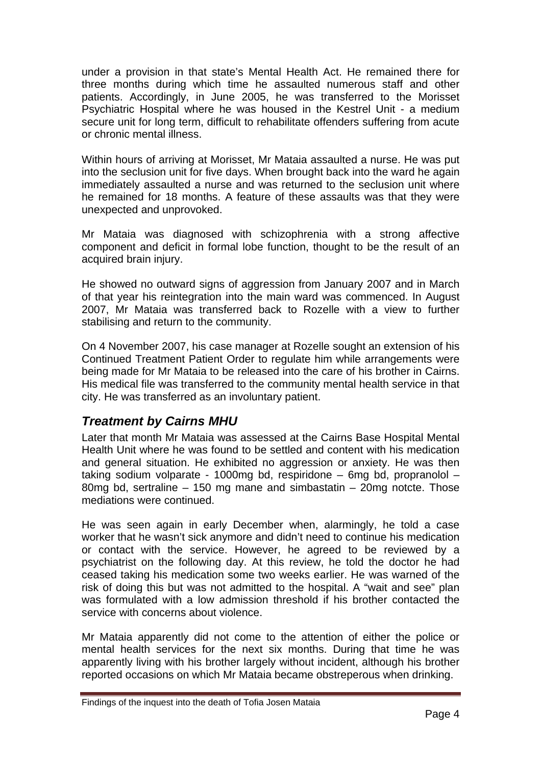under a provision in that state's Mental Health Act. He remained there for three months during which time he assaulted numerous staff and other patients. Accordingly, in June 2005, he was transferred to the Morisset Psychiatric Hospital where he was housed in the Kestrel Unit - a medium secure unit for long term, difficult to rehabilitate offenders suffering from acute or chronic mental illness.

Within hours of arriving at Morisset, Mr Mataia assaulted a nurse. He was put into the seclusion unit for five days. When brought back into the ward he again immediately assaulted a nurse and was returned to the seclusion unit where he remained for 18 months. A feature of these assaults was that they were unexpected and unprovoked.

Mr Mataia was diagnosed with schizophrenia with a strong affective component and deficit in formal lobe function, thought to be the result of an acquired brain injury.

He showed no outward signs of aggression from January 2007 and in March of that year his reintegration into the main ward was commenced. In August 2007, Mr Mataia was transferred back to Rozelle with a view to further stabilising and return to the community.

On 4 November 2007, his case manager at Rozelle sought an extension of his Continued Treatment Patient Order to regulate him while arrangements were being made for Mr Mataia to be released into the care of his brother in Cairns. His medical file was transferred to the community mental health service in that city. He was transferred as an involuntary patient.

## *Treatment by Cairns MHU*

Later that month Mr Mataia was assessed at the Cairns Base Hospital Mental Health Unit where he was found to be settled and content with his medication and general situation. He exhibited no aggression or anxiety. He was then taking sodium volparate - 1000mg bd, respiridone – 6mg bd, propranolol – 80mg bd, sertraline – 150 mg mane and simbastatin – 20mg notcte. Those mediations were continued.

He was seen again in early December when, alarmingly, he told a case worker that he wasn't sick anymore and didn't need to continue his medication or contact with the service. However, he agreed to be reviewed by a psychiatrist on the following day. At this review, he told the doctor he had ceased taking his medication some two weeks earlier. He was warned of the risk of doing this but was not admitted to the hospital. A "wait and see" plan was formulated with a low admission threshold if his brother contacted the service with concerns about violence.

Mr Mataia apparently did not come to the attention of either the police or mental health services for the next six months. During that time he was apparently living with his brother largely without incident, although his brother reported occasions on which Mr Mataia became obstreperous when drinking.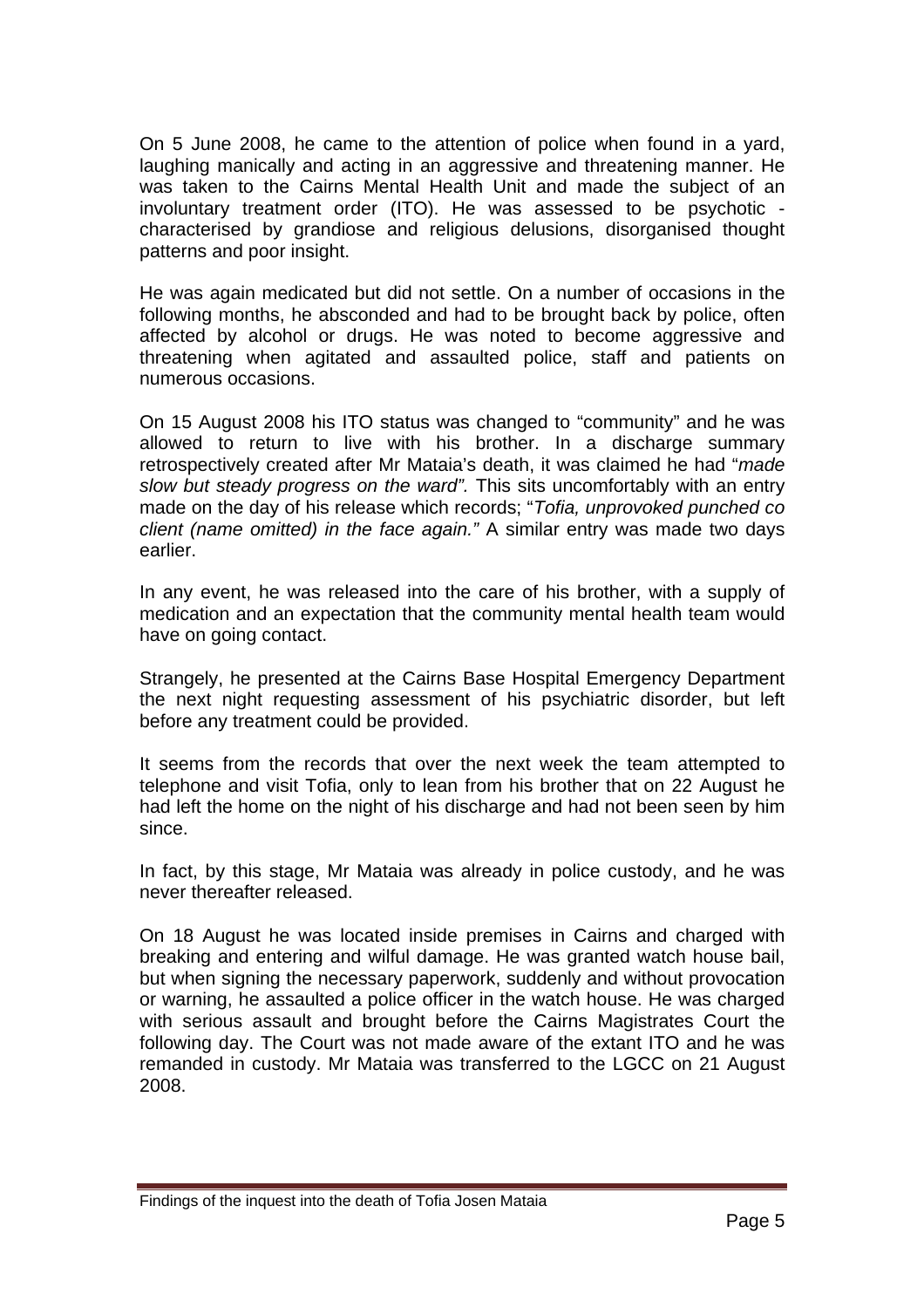On 5 June 2008, he came to the attention of police when found in a yard, laughing manically and acting in an aggressive and threatening manner. He was taken to the Cairns Mental Health Unit and made the subject of an involuntary treatment order (ITO). He was assessed to be psychotic - characterised by grandiose and religious delusions, disorganised thought patterns and poor insight.

He was again medicated but did not settle. On a number of occasions in the following months, he absconded and had to be brought back by police, often affected by alcohol or drugs. He was noted to become aggressive and threatening when agitated and assaulted police, staff and patients on numerous occasions.

On 15 August 2008 his ITO status was changed to "community" and he was allowed to return to live with his brother. In a discharge summary retrospectively created after Mr Mataia's death, it was claimed he had "*made slow but steady progress on the ward".* This sits uncomfortably with an entry made on the day of his release which records; "*Tofia, unprovoked punched co client (name omitted) in the face again."* A similar entry was made two days earlier.

In any event, he was released into the care of his brother, with a supply of medication and an expectation that the community mental health team would have on going contact.

Strangely, he presented at the Cairns Base Hospital Emergency Department the next night requesting assessment of his psychiatric disorder, but left before any treatment could be provided.

It seems from the records that over the next week the team attempted to telephone and visit Tofia, only to lean from his brother that on 22 August he had left the home on the night of his discharge and had not been seen by him since.

In fact, by this stage, Mr Mataia was already in police custody, and he was never thereafter released.

On 18 August he was located inside premises in Cairns and charged with breaking and entering and wilful damage. He was granted watch house bail, but when signing the necessary paperwork, suddenly and without provocation or warning, he assaulted a police officer in the watch house. He was charged with serious assault and brought before the Cairns Magistrates Court the following day. The Court was not made aware of the extant ITO and he was remanded in custody. Mr Mataia was transferred to the LGCC on 21 August 2008.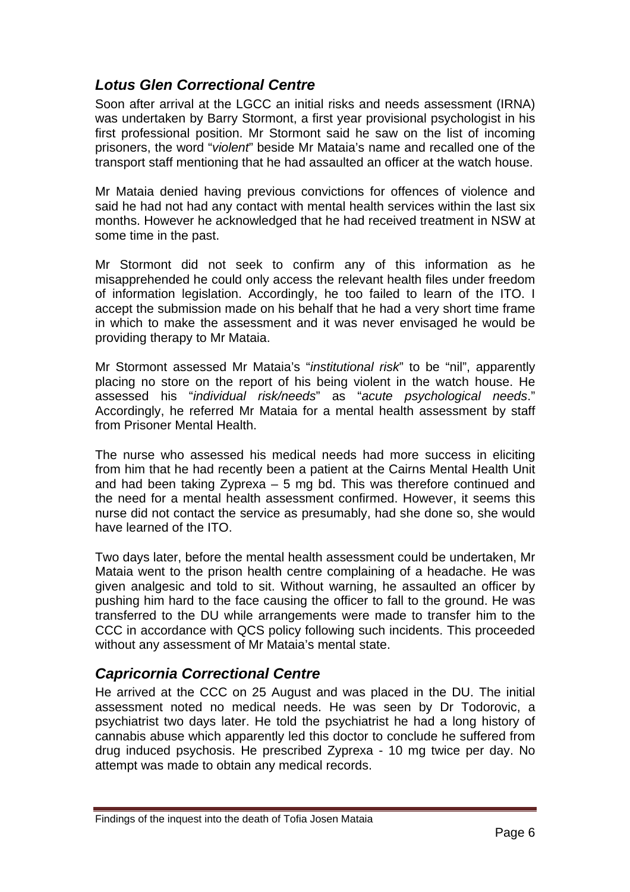## *Lotus Glen Correctional Centre*

Soon after arrival at the LGCC an initial risks and needs assessment (IRNA) was undertaken by Barry Stormont, a first year provisional psychologist in his first professional position. Mr Stormont said he saw on the list of incoming prisoners, the word "*violent*" beside Mr Mataia's name and recalled one of the transport staff mentioning that he had assaulted an officer at the watch house.

Mr Mataia denied having previous convictions for offences of violence and said he had not had any contact with mental health services within the last six months. However he acknowledged that he had received treatment in NSW at some time in the past.

Mr Stormont did not seek to confirm any of this information as he misapprehended he could only access the relevant health files under freedom of information legislation. Accordingly, he too failed to learn of the ITO. I accept the submission made on his behalf that he had a very short time frame in which to make the assessment and it was never envisaged he would be providing therapy to Mr Mataia.

Mr Stormont assessed Mr Mataia's "*institutional risk*" to be "nil", apparently placing no store on the report of his being violent in the watch house. He assessed his "*individual risk/needs*" as "*acute psychological needs*." Accordingly, he referred Mr Mataia for a mental health assessment by staff from Prisoner Mental Health.

The nurse who assessed his medical needs had more success in eliciting from him that he had recently been a patient at the Cairns Mental Health Unit and had been taking Zyprexa – 5 mg bd. This was therefore continued and the need for a mental health assessment confirmed. However, it seems this nurse did not contact the service as presumably, had she done so, she would have learned of the ITO.

Two days later, before the mental health assessment could be undertaken, Mr Mataia went to the prison health centre complaining of a headache. He was given analgesic and told to sit. Without warning, he assaulted an officer by pushing him hard to the face causing the officer to fall to the ground. He was transferred to the DU while arrangements were made to transfer him to the CCC in accordance with QCS policy following such incidents. This proceeded without any assessment of Mr Mataia's mental state.

## *Capricornia Correctional Centre*

He arrived at the CCC on 25 August and was placed in the DU. The initial assessment noted no medical needs. He was seen by Dr Todorovic, a psychiatrist two days later. He told the psychiatrist he had a long history of cannabis abuse which apparently led this doctor to conclude he suffered from drug induced psychosis. He prescribed Zyprexa - 10 mg twice per day. No attempt was made to obtain any medical records.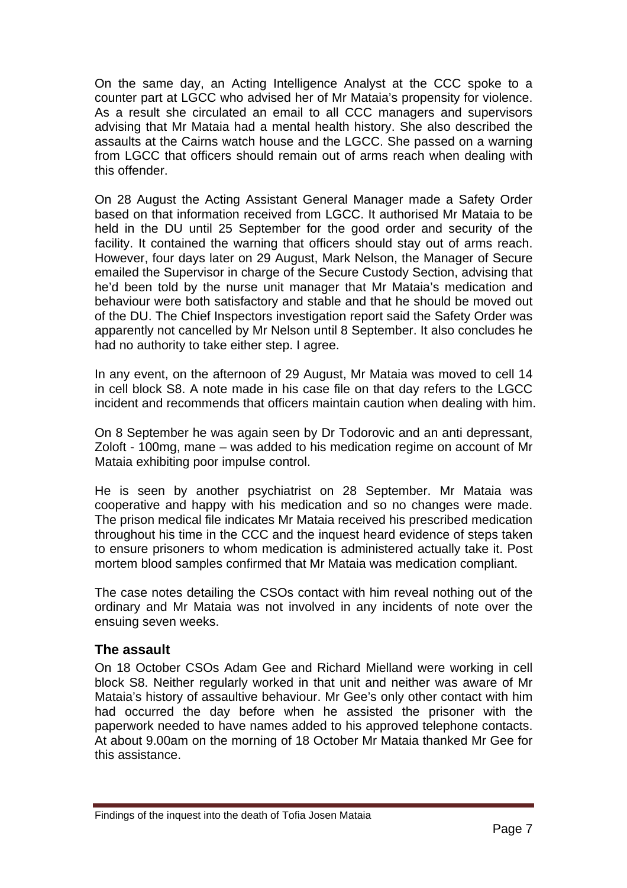On the same day, an Acting Intelligence Analyst at the CCC spoke to a counter part at LGCC who advised her of Mr Mataia's propensity for violence. As a result she circulated an email to all CCC managers and supervisors advising that Mr Mataia had a mental health history. She also described the assaults at the Cairns watch house and the LGCC. She passed on a warning from LGCC that officers should remain out of arms reach when dealing with this offender.

On 28 August the Acting Assistant General Manager made a Safety Order based on that information received from LGCC. It authorised Mr Mataia to be held in the DU until 25 September for the good order and security of the facility. It contained the warning that officers should stay out of arms reach. However, four days later on 29 August, Mark Nelson, the Manager of Secure emailed the Supervisor in charge of the Secure Custody Section, advising that he'd been told by the nurse unit manager that Mr Mataia's medication and behaviour were both satisfactory and stable and that he should be moved out of the DU. The Chief Inspectors investigation report said the Safety Order was apparently not cancelled by Mr Nelson until 8 September. It also concludes he had no authority to take either step. I agree.

In any event, on the afternoon of 29 August, Mr Mataia was moved to cell 14 in cell block S8. A note made in his case file on that day refers to the LGCC incident and recommends that officers maintain caution when dealing with him.

On 8 September he was again seen by Dr Todorovic and an anti depressant, Zoloft - 100mg, mane – was added to his medication regime on account of Mr Mataia exhibiting poor impulse control.

He is seen by another psychiatrist on 28 September. Mr Mataia was cooperative and happy with his medication and so no changes were made. The prison medical file indicates Mr Mataia received his prescribed medication throughout his time in the CCC and the inquest heard evidence of steps taken to ensure prisoners to whom medication is administered actually take it. Post mortem blood samples confirmed that Mr Mataia was medication compliant.

The case notes detailing the CSOs contact with him reveal nothing out of the ordinary and Mr Mataia was not involved in any incidents of note over the ensuing seven weeks.

## The assault

On 18 October CSOs Adam Gee and Richard Mielland were working in cell block S8. Neither regularly worked in that unit and neither was aware of Mr Mataia's history of assaultive behaviour. Mr Gee's only other contact with him had occurred the day before when he assisted the prisoner with the paperwork needed to have names added to his approved telephone contacts. At about 9.00am on the morning of 18 October Mr Mataia thanked Mr Gee for this assistance.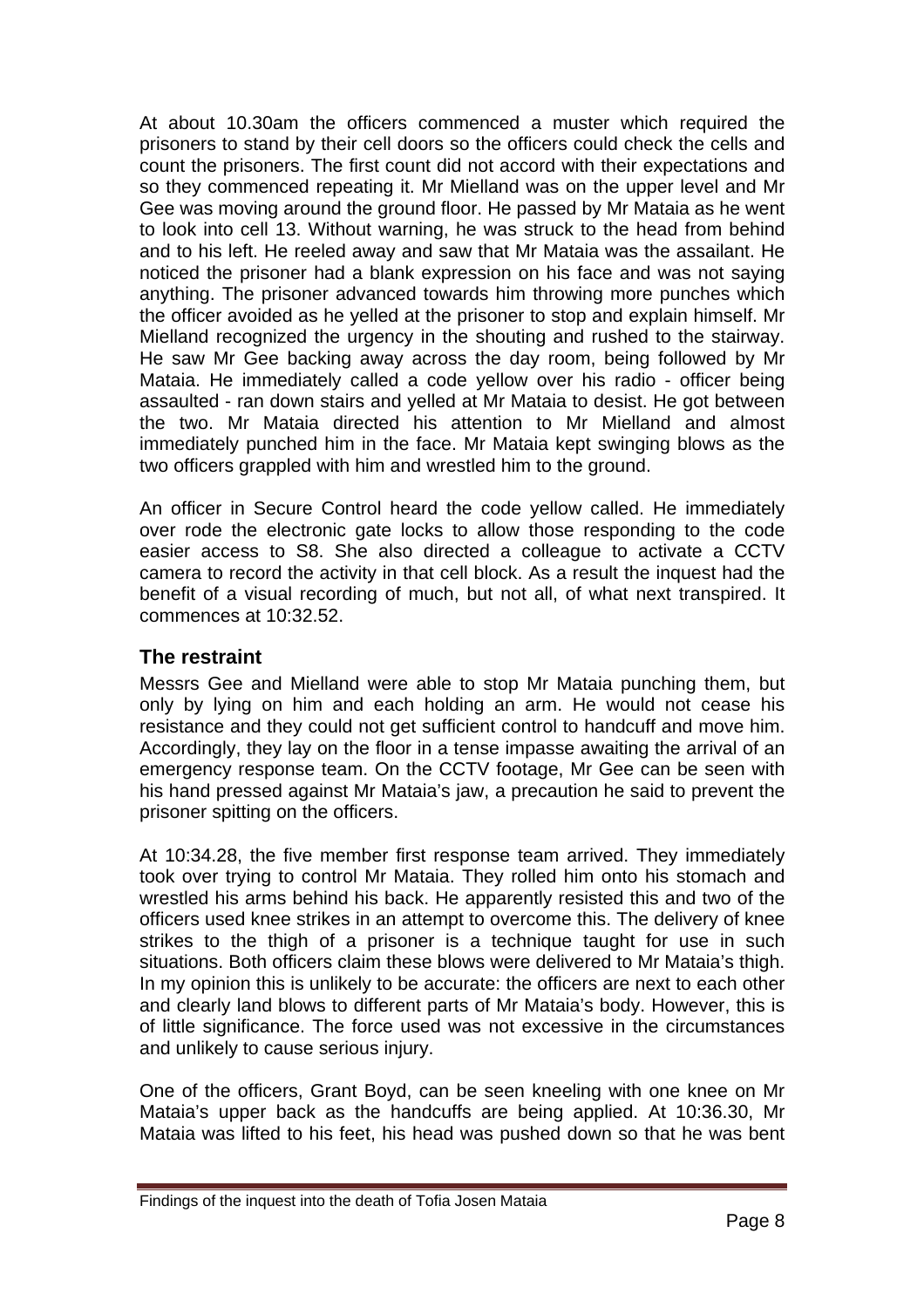At about 10.30am the officers commenced a muster which required the prisoners to stand by their cell doors so the officers could check the cells and count the prisoners. The first count did not accord with their expectations and so they commenced repeating it. Mr Mielland was on the upper level and Mr Gee was moving around the ground floor. He passed by Mr Mataia as he went to look into cell 13. Without warning, he was struck to the head from behind and to his left. He reeled away and saw that Mr Mataia was the assailant. He noticed the prisoner had a blank expression on his face and was not saying anything. The prisoner advanced towards him throwing more punches which the officer avoided as he yelled at the prisoner to stop and explain himself. Mr Mielland recognized the urgency in the shouting and rushed to the stairway. He saw Mr Gee backing away across the day room, being followed by Mr Mataia. He immediately called a code yellow over his radio - officer being assaulted - ran down stairs and yelled at Mr Mataia to desist. He got between the two. Mr Mataia directed his attention to Mr Mielland and almost immediately punched him in the face. Mr Mataia kept swinging blows as the two officers grappled with him and wrestled him to the ground.

An officer in Secure Control heard the code yellow called. He immediately over rode the electronic gate locks to allow those responding to the code easier access to S8. She also directed a colleague to activate a CCTV camera to record the activity in that cell block. As a result the inquest had the benefit of a visual recording of much, but not all, of what next transpired. It commences at 10:32.52.

## The restraint

Messrs Gee and Mielland were able to stop Mr Mataia punching them, but only by lying on him and each holding an arm. He would not cease his resistance and they could not get sufficient control to handcuff and move him. Accordingly, they lay on the floor in a tense impasse awaiting the arrival of an emergency response team. On the CCTV footage, Mr Gee can be seen with his hand pressed against Mr Mataia's jaw, a precaution he said to prevent the prisoner spitting on the officers.

At 10:34.28, the five member first response team arrived. They immediately took over trying to control Mr Mataia. They rolled him onto his stomach and wrestled his arms behind his back. He apparently resisted this and two of the officers used knee strikes in an attempt to overcome this. The delivery of knee strikes to the thigh of a prisoner is a technique taught for use in such situations. Both officers claim these blows were delivered to Mr Mataia's thigh. In my opinion this is unlikely to be accurate: the officers are next to each other and clearly land blows to different parts of Mr Mataia's body. However, this is of little significance. The force used was not excessive in the circumstances and unlikely to cause serious injury.

One of the officers, Grant Boyd, can be seen kneeling with one knee on Mr Mataia's upper back as the handcuffs are being applied. At 10:36.30, Mr Mataia was lifted to his feet, his head was pushed down so that he was bent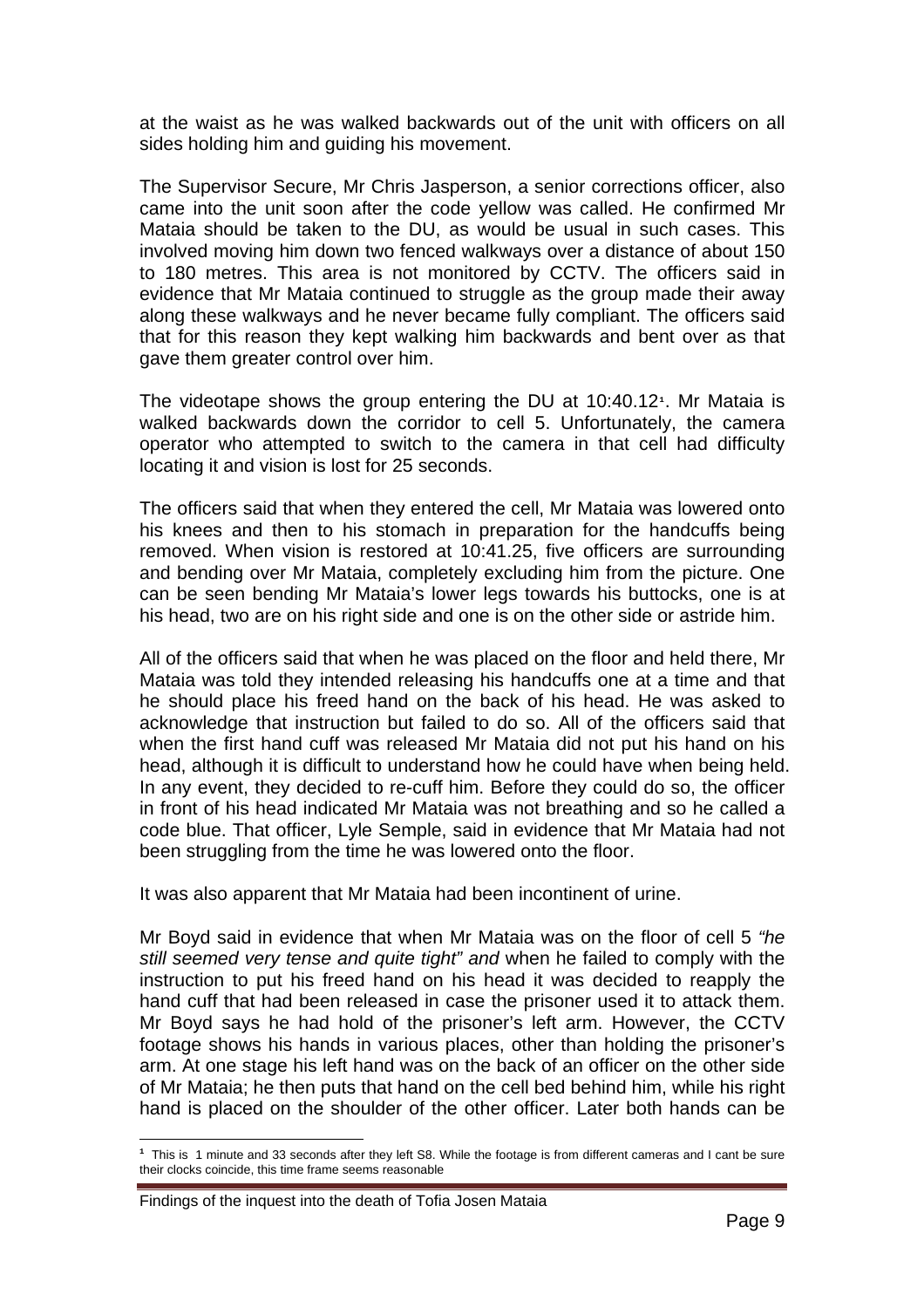at the waist as he was walked backwards out of the unit with officers on all sides holding him and guiding his movement.

The Supervisor Secure, Mr Chris Jasperson, a senior corrections officer, also came into the unit soon after the code yellow was called. He confirmed Mr Mataia should be taken to the DU, as would be usual in such cases. This involved moving him down two fenced walkways over a distance of about 150 to 180 metres. This area is not monitored by CCTV. The officers said in evidence that Mr Mataia continued to struggle as the group made their away along these walkways and he never became fully compliant. The officers said that for this reason they kept walking him backwards and bent over as that gave them greater control over him.

The videotape shows the group entering the DU at 10:40.12[1]. Mr Mataia is walked backwards down the corridor to cell 5. Unfortunately, the camera operator who attempted to switch to the camera in that cell had difficulty locating it and vision is lost for 25 seconds.

The officers said that when they entered the cell, Mr Mataia was lowered onto his knees and then to his stomach in preparation for the handcuffs being removed. When vision is restored at 10:41.25, five officers are surrounding and bending over Mr Mataia, completely excluding him from the picture. One can be seen bending Mr Mataia's lower legs towards his buttocks, one is at his head, two are on his right side and one is on the other side or astride him.

All of the officers said that when he was placed on the floor and held there, Mr Mataia was told they intended releasing his handcuffs one at a time and that he should place his freed hand on the back of his head. He was asked to acknowledge that instruction but failed to do so. All of the officers said that when the first hand cuff was released Mr Mataia did not put his hand on his head, although it is difficult to understand how he could have when being held. In any event, they decided to re-cuff him. Before they could do so, the officer in front of his head indicated Mr Mataia was not breathing and so he called a code blue. That officer, Lyle Semple, said in evidence that Mr Mataia had not been struggling from the time he was lowered onto the floor.

It was also apparent that Mr Mataia had been incontinent of urine.

Mr Boyd said in evidence that when Mr Mataia was on the floor of cell 5 *"he still seemed very tense and quite tight" and* when he failed to comply with the instruction to put his freed hand on his head it was decided to reapply the hand cuff that had been released in case the prisoner used it to attack them. Mr Boyd says he had hold of the prisoner's left arm. However, the CCTV footage shows his hands in various places, other than holding the prisoner's arm. At one stage his left hand was on the back of an officer on the other side of Mr Mataia; he then puts that hand on the cell bed behind him, while his right hand is placed on the shoulder of the other officer. Later both hands can be

[1] This is 1 minute and 33 seconds after they left S8. While the footage is from different cameras and I cant be sure their clocks coincide, this time frame seems reasonable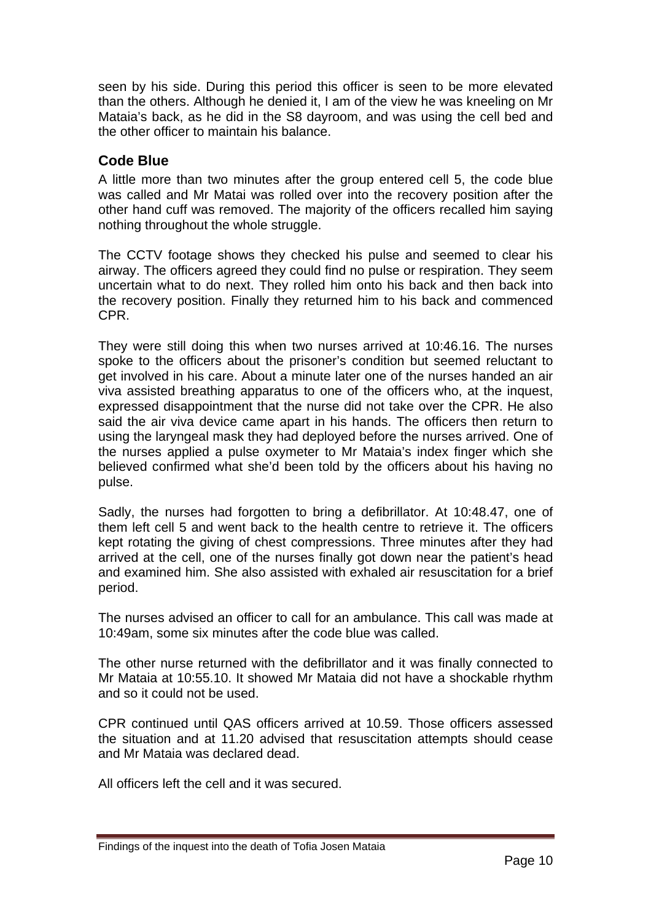seen by his side. During this period this officer is seen to be more elevated than the others. Although he denied it, I am of the view he was kneeling on Mr Mataia's back, as he did in the S8 dayroom, and was using the cell bed and the other officer to maintain his balance.

## Code Blue

A little more than two minutes after the group entered cell 5, the code blue was called and Mr Matai was rolled over into the recovery position after the other hand cuff was removed. The majority of the officers recalled him saying nothing throughout the whole struggle.

The CCTV footage shows they checked his pulse and seemed to clear his airway. The officers agreed they could find no pulse or respiration. They seem uncertain what to do next. They rolled him onto his back and then back into the recovery position. Finally they returned him to his back and commenced CPR.

They were still doing this when two nurses arrived at 10:46.16. The nurses spoke to the officers about the prisoner's condition but seemed reluctant to get involved in his care. About a minute later one of the nurses handed an air viva assisted breathing apparatus to one of the officers who, at the inquest, expressed disappointment that the nurse did not take over the CPR. He also said the air viva device came apart in his hands. The officers then return to using the laryngeal mask they had deployed before the nurses arrived. One of the nurses applied a pulse oxymeter to Mr Mataia's index finger which she believed confirmed what she'd been told by the officers about his having no pulse.

Sadly, the nurses had forgotten to bring a defibrillator. At 10:48.47, one of them left cell 5 and went back to the health centre to retrieve it. The officers kept rotating the giving of chest compressions. Three minutes after they had arrived at the cell, one of the nurses finally got down near the patient's head and examined him. She also assisted with exhaled air resuscitation for a brief period.

The nurses advised an officer to call for an ambulance. This call was made at 10:49am, some six minutes after the code blue was called.

The other nurse returned with the defibrillator and it was finally connected to Mr Mataia at 10:55.10. It showed Mr Mataia did not have a shockable rhythm and so it could not be used.

CPR continued until QAS officers arrived at 10.59. Those officers assessed the situation and at 11.20 advised that resuscitation attempts should cease and Mr Mataia was declared dead.

All officers left the cell and it was secured.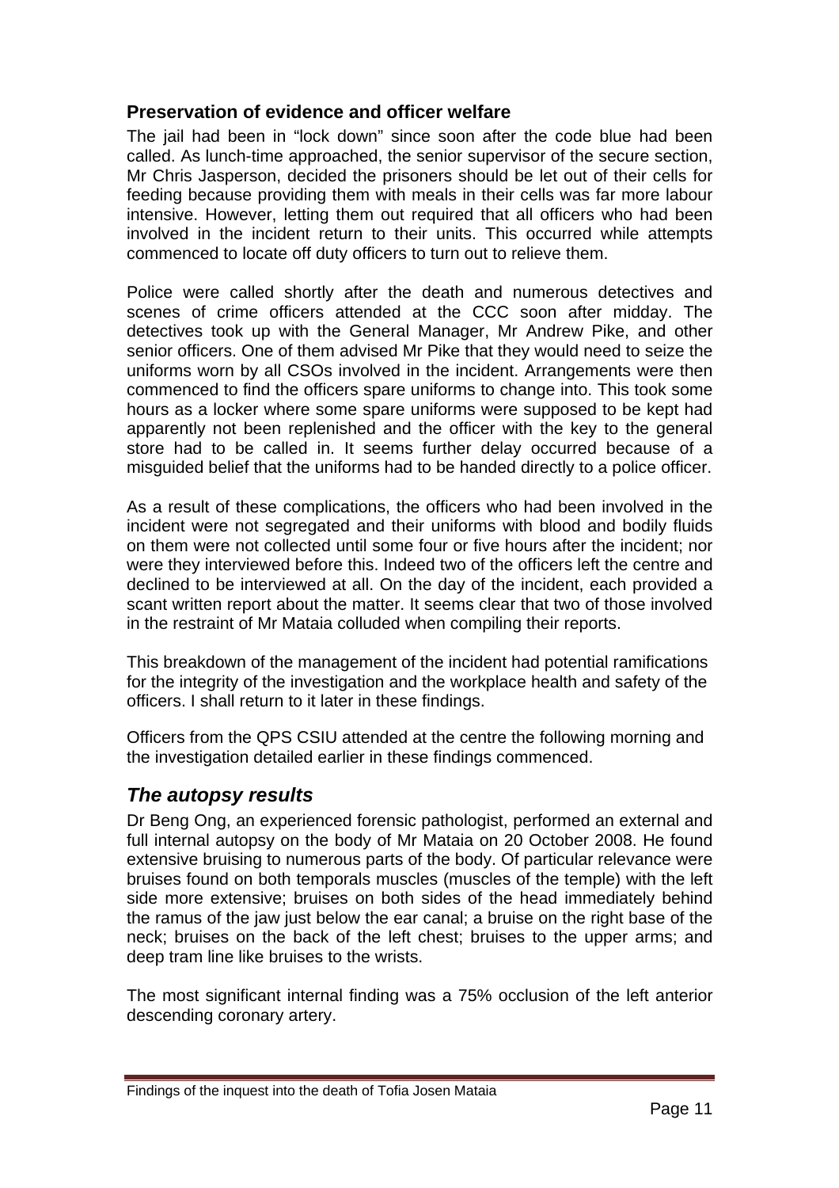### Preservation of evidence and officer welfare

The jail had been in "lock down" since soon after the code blue had been called. As lunch-time approached, the senior supervisor of the secure section, Mr Chris Jasperson, decided the prisoners should be let out of their cells for feeding because providing them with meals in their cells was far more labour intensive. However, letting them out required that all officers who had been involved in the incident return to their units. This occurred while attempts commenced to locate off duty officers to turn out to relieve them.

Police were called shortly after the death and numerous detectives and scenes of crime officers attended at the CCC soon after midday. The detectives took up with the General Manager, Mr Andrew Pike, and other senior officers. One of them advised Mr Pike that they would need to seize the uniforms worn by all CSOs involved in the incident. Arrangements were then commenced to find the officers spare uniforms to change into. This took some hours as a locker where some spare uniforms were supposed to be kept had apparently not been replenished and the officer with the key to the general store had to be called in. It seems further delay occurred because of a misguided belief that the uniforms had to be handed directly to a police officer.

As a result of these complications, the officers who had been involved in the incident were not segregated and their uniforms with blood and bodily fluids on them were not collected until some four or five hours after the incident; nor were they interviewed before this. Indeed two of the officers left the centre and declined to be interviewed at all. On the day of the incident, each provided a scant written report about the matter. It seems clear that two of those involved in the restraint of Mr Mataia colluded when compiling their reports.

This breakdown of the management of the incident had potential ramifications for the integrity of the investigation and the workplace health and safety of the officers. I shall return to it later in these findings.

Officers from the QPS CSIU attended at the centre the following morning and the investigation detailed earlier in these findings commenced.

## *The autopsy results*

Dr Beng Ong, an experienced forensic pathologist, performed an external and full internal autopsy on the body of Mr Mataia on 20 October 2008. He found extensive bruising to numerous parts of the body. Of particular relevance were bruises found on both temporals muscles (muscles of the temple) with the left side more extensive; bruises on both sides of the head immediately behind the ramus of the jaw just below the ear canal; a bruise on the right base of the neck; bruises on the back of the left chest; bruises to the upper arms; and deep tram line like bruises to the wrists.

The most significant internal finding was a 75% occlusion of the left anterior descending coronary artery.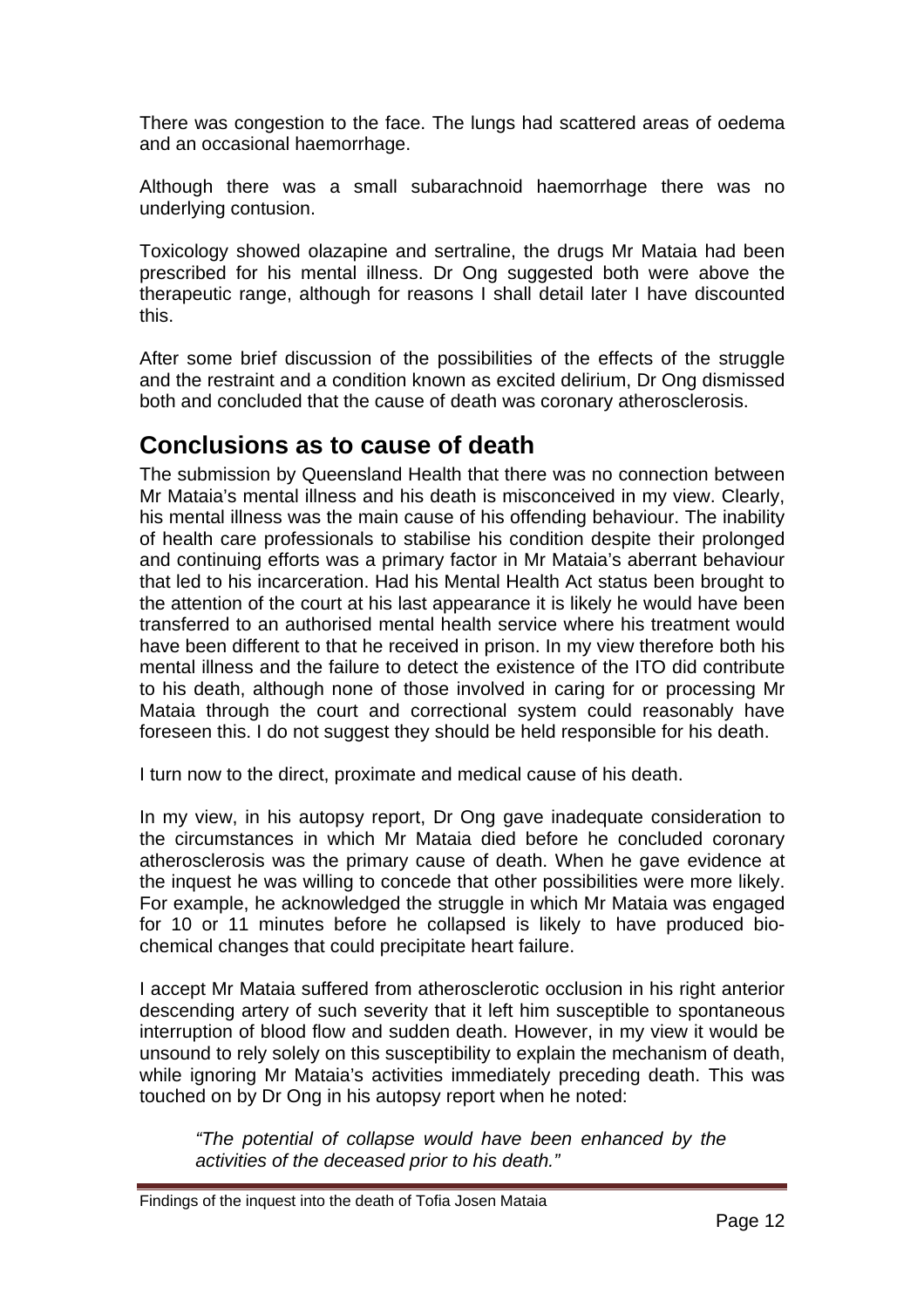There was congestion to the face. The lungs had scattered areas of oedema and an occasional haemorrhage.

Although there was a small subarachnoid haemorrhage there was no underlying contusion.

Toxicology showed olazapine and sertraline, the drugs Mr Mataia had been prescribed for his mental illness. Dr Ong suggested both were above the therapeutic range, although for reasons I shall detail later I have discounted this.

After some brief discussion of the possibilities of the effects of the struggle and the restraint and a condition known as excited delirium, Dr Ong dismissed both and concluded that the cause of death was coronary atherosclerosis.

## Conclusions as to cause of death

The submission by Queensland Health that there was no connection between Mr Mataia's mental illness and his death is misconceived in my view. Clearly, his mental illness was the main cause of his offending behaviour. The inability of health care professionals to stabilise his condition despite their prolonged and continuing efforts was a primary factor in Mr Mataia's aberrant behaviour that led to his incarceration. Had his Mental Health Act status been brought to the attention of the court at his last appearance it is likely he would have been transferred to an authorised mental health service where his treatment would have been different to that he received in prison. In my view therefore both his mental illness and the failure to detect the existence of the ITO did contribute to his death, although none of those involved in caring for or processing Mr Mataia through the court and correctional system could reasonably have foreseen this. I do not suggest they should be held responsible for his death.

I turn now to the direct, proximate and medical cause of his death.

In my view, in his autopsy report, Dr Ong gave inadequate consideration to the circumstances in which Mr Mataia died before he concluded coronary atherosclerosis was the primary cause of death. When he gave evidence at the inquest he was willing to concede that other possibilities were more likely. For example, he acknowledged the struggle in which Mr Mataia was engaged for 10 or 11 minutes before he collapsed is likely to have produced bio-chemical changes that could precipitate heart failure.

I accept Mr Mataia suffered from atherosclerotic occlusion in his right anterior descending artery of such severity that it left him susceptible to spontaneous interruption of blood flow and sudden death. However, in my view it would be unsound to rely solely on this susceptibility to explain the mechanism of death, while ignoring Mr Mataia's activities immediately preceding death. This was touched on by Dr Ong in his autopsy report when he noted:

> *"The potential of collapse would have been enhanced by the activities of the deceased prior to his death."*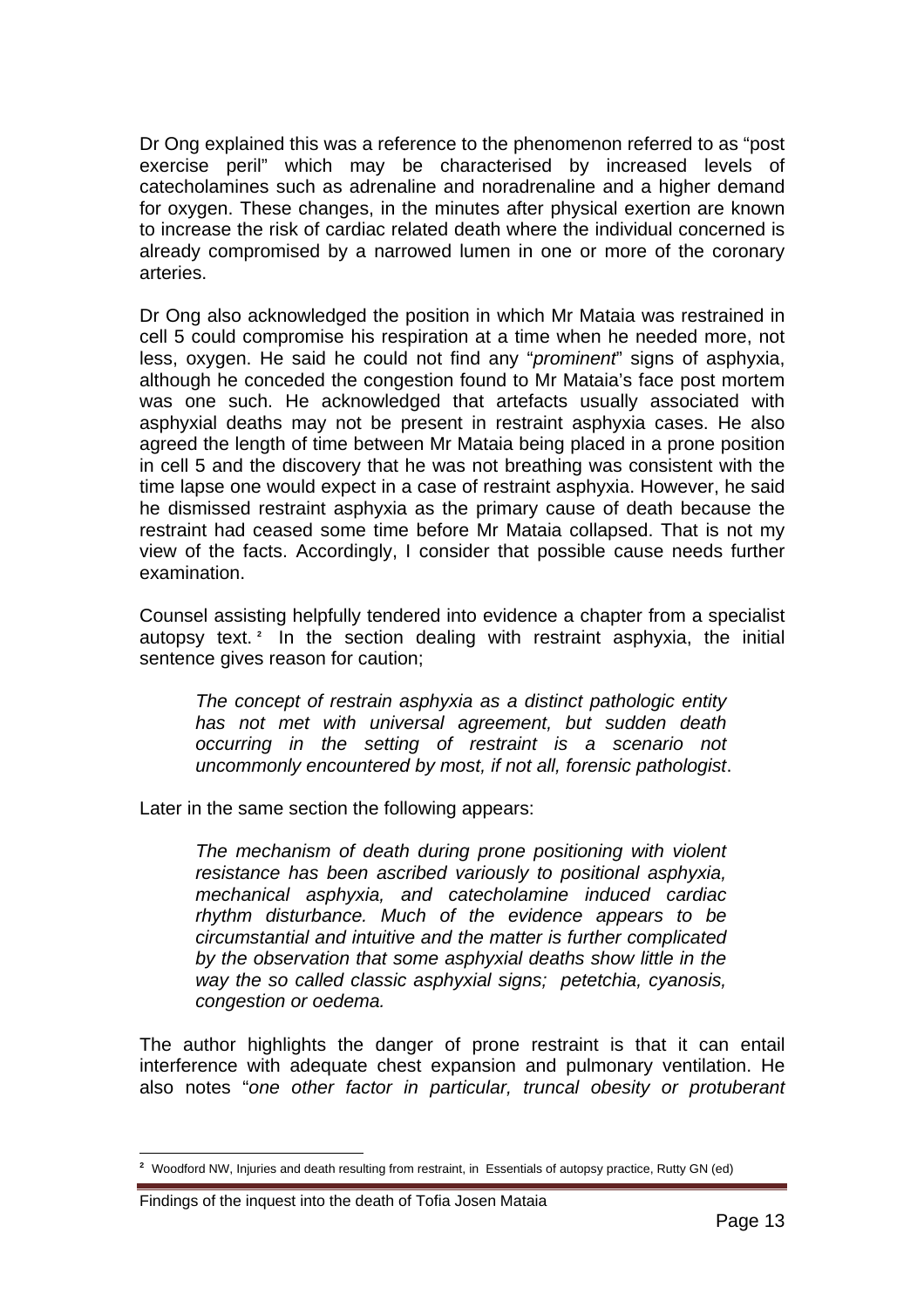Dr Ong explained this was a reference to the phenomenon referred to as "post exercise peril" which may be characterised by increased levels of catecholamines such as adrenaline and noradrenaline and a higher demand for oxygen. These changes, in the minutes after physical exertion are known to increase the risk of cardiac related death where the individual concerned is already compromised by a narrowed lumen in one or more of the coronary arteries.

Dr Ong also acknowledged the position in which Mr Mataia was restrained in cell 5 could compromise his respiration at a time when he needed more, not less, oxygen. He said he could not find any "*prominent*" signs of asphyxia, although he conceded the congestion found to Mr Mataia's face post mortem was one such. He acknowledged that artefacts usually associated with asphyxial deaths may not be present in restraint asphyxia cases. He also agreed the length of time between Mr Mataia being placed in a prone position in cell 5 and the discovery that he was not breathing was consistent with the time lapse one would expect in a case of restraint asphyxia. However, he said he dismissed restraint asphyxia as the primary cause of death because the restraint had ceased some time before Mr Mataia collapsed. That is not my view of the facts. Accordingly, I consider that possible cause needs further examination.

Counsel assisting helpfully tendered into evidence a chapter from a specialist autopsy text.[2] In the section dealing with restraint asphyxia, the initial sentence gives reason for caution;

> *The concept of restrain asphyxia as a distinct pathologic entity has not met with universal agreement, but sudden death occurring in the setting of restraint is a scenario not uncommonly encountered by most, if not all, forensic pathologist*.

Later in the same section the following appears:

> *The mechanism of death during prone positioning with violent resistance has been ascribed variously to positional asphyxia, mechanical asphyxia, and catecholamine induced cardiac rhythm disturbance. Much of the evidence appears to be circumstantial and intuitive and the matter is further complicated by the observation that some asphyxial deaths show little in the way the so called classic asphyxial signs; petetchia, cyanosis, congestion or oedema.*

The author highlights the danger of prone restraint is that it can entail interference with adequate chest expansion and pulmonary ventilation. He also notes "*one other factor in particular, truncal obesity or protuberant*

[2] Woodford NW, Injuries and death resulting from restraint, in Essentials of autopsy practice, Rutty GN (ed)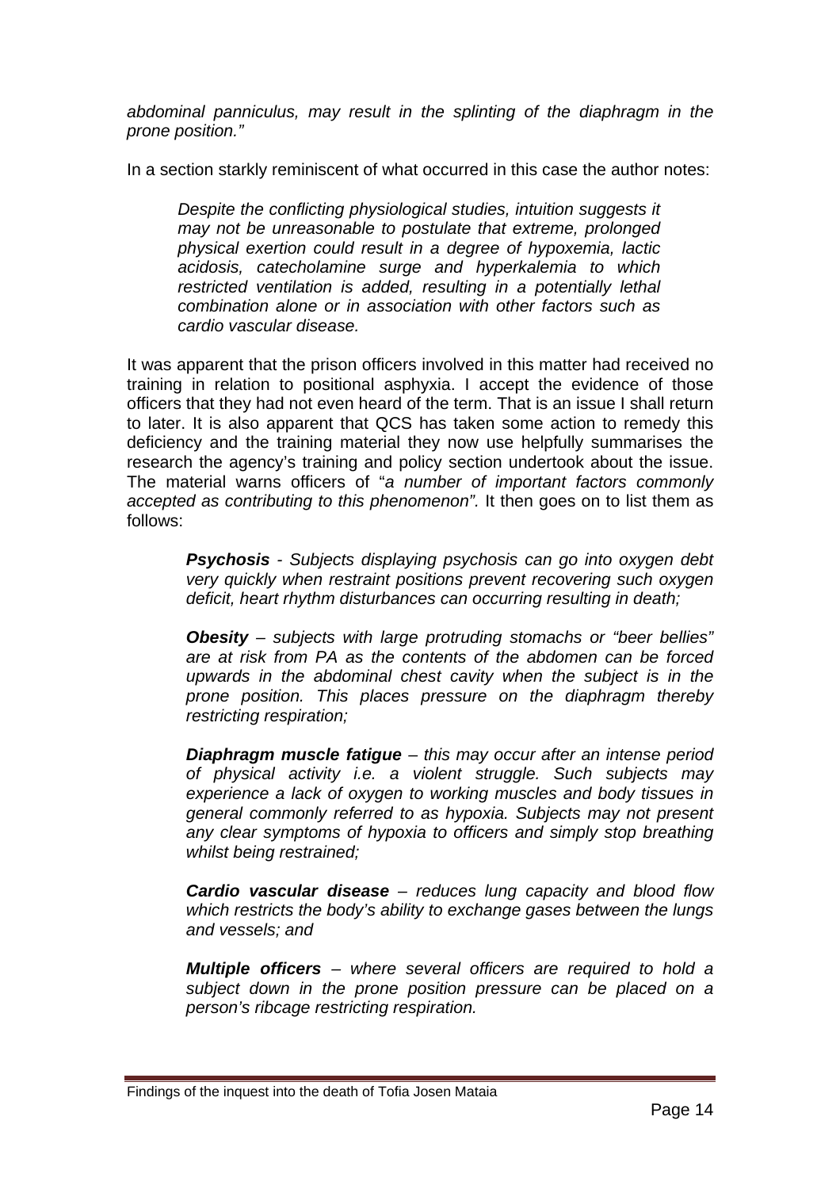*abdominal panniculus, may result in the splinting of the diaphragm in the prone position."*

In a section starkly reminiscent of what occurred in this case the author notes:

> *Despite the conflicting physiological studies, intuition suggests it may not be unreasonable to postulate that extreme, prolonged physical exertion could result in a degree of hypoxemia, lactic acidosis, catecholamine surge and hyperkalemia to which restricted ventilation is added, resulting in a potentially lethal combination alone or in association with other factors such as cardio vascular disease.*

It was apparent that the prison officers involved in this matter had received no training in relation to positional asphyxia. I accept the evidence of those officers that they had not even heard of the term. That is an issue I shall return to later. It is also apparent that QCS has taken some action to remedy this deficiency and the training material they now use helpfully summarises the research the agency's training and policy section undertook about the issue. The material warns officers of "*a number of important factors commonly accepted as contributing to this phenomenon".* It then goes on to list them as follows:

> ***Psychosis*** *- Subjects displaying psychosis can go into oxygen debt very quickly when restraint positions prevent recovering such oxygen deficit, heart rhythm disturbances can occurring resulting in death;*
>
> ***Obesity*** *– subjects with large protruding stomachs or "beer bellies" are at risk from PA as the contents of the abdomen can be forced upwards in the abdominal chest cavity when the subject is in the prone position. This places pressure on the diaphragm thereby restricting respiration;*
>
> ***Diaphragm muscle fatigue*** *– this may occur after an intense period of physical activity i.e. a violent struggle. Such subjects may experience a lack of oxygen to working muscles and body tissues in general commonly referred to as hypoxia. Subjects may not present any clear symptoms of hypoxia to officers and simply stop breathing whilst being restrained;*
>
> ***Cardio vascular disease*** *– reduces lung capacity and blood flow which restricts the body's ability to exchange gases between the lungs and vessels; and*
>
> ***Multiple officers*** *– where several officers are required to hold a subject down in the prone position pressure can be placed on a person's ribcage restricting respiration.*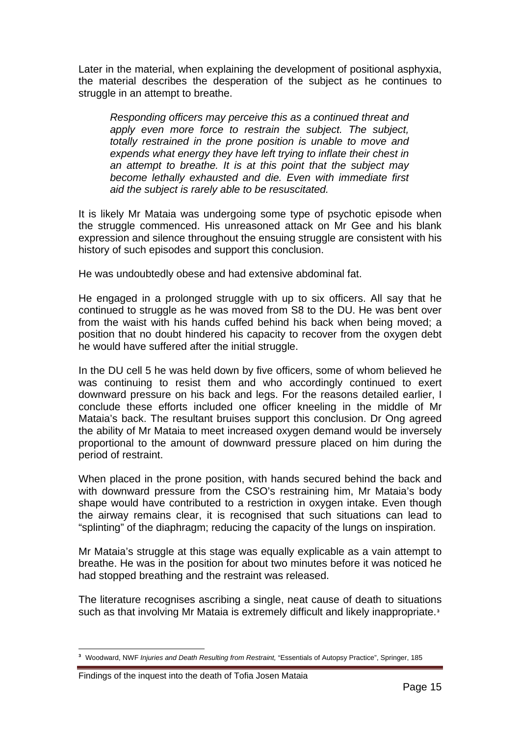Later in the material, when explaining the development of positional asphyxia, the material describes the desperation of the subject as he continues to struggle in an attempt to breathe.

> *Responding officers may perceive this as a continued threat and apply even more force to restrain the subject. The subject, totally restrained in the prone position is unable to move and expends what energy they have left trying to inflate their chest in an attempt to breathe. It is at this point that the subject may become lethally exhausted and die. Even with immediate first aid the subject is rarely able to be resuscitated.*

It is likely Mr Mataia was undergoing some type of psychotic episode when the struggle commenced. His unreasoned attack on Mr Gee and his blank expression and silence throughout the ensuing struggle are consistent with his history of such episodes and support this conclusion.

He was undoubtedly obese and had extensive abdominal fat.

He engaged in a prolonged struggle with up to six officers. All say that he continued to struggle as he was moved from S8 to the DU. He was bent over from the waist with his hands cuffed behind his back when being moved; a position that no doubt hindered his capacity to recover from the oxygen debt he would have suffered after the initial struggle.

In the DU cell 5 he was held down by five officers, some of whom believed he was continuing to resist them and who accordingly continued to exert downward pressure on his back and legs. For the reasons detailed earlier, I conclude these efforts included one officer kneeling in the middle of Mr Mataia's back. The resultant bruises support this conclusion. Dr Ong agreed the ability of Mr Mataia to meet increased oxygen demand would be inversely proportional to the amount of downward pressure placed on him during the period of restraint.

When placed in the prone position, with hands secured behind the back and with downward pressure from the CSO's restraining him, Mr Mataia's body shape would have contributed to a restriction in oxygen intake. Even though the airway remains clear, it is recognised that such situations can lead to "splinting" of the diaphragm; reducing the capacity of the lungs on inspiration.

Mr Mataia's struggle at this stage was equally explicable as a vain attempt to breathe. He was in the position for about two minutes before it was noticed he had stopped breathing and the restraint was released.

The literature recognises ascribing a single, neat cause of death to situations such as that involving Mr Mataia is extremely difficult and likely inappropriate.[3]

---

[3] Woodward, NWF *Injuries and Death Resulting from Restraint,* "Essentials of Autopsy Practice", Springer, 185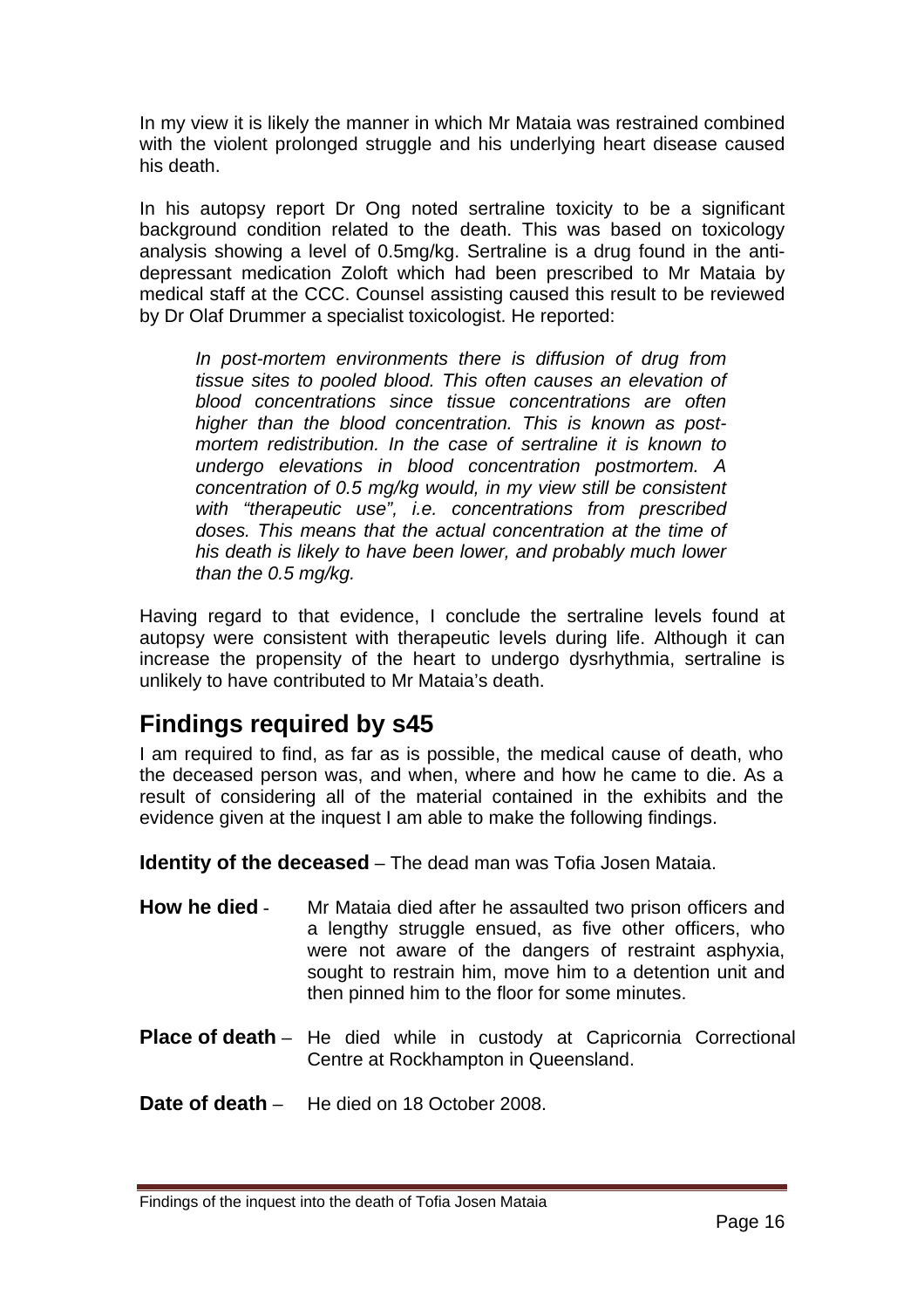In my view it is likely the manner in which Mr Mataia was restrained combined with the violent prolonged struggle and his underlying heart disease caused his death.

In his autopsy report Dr Ong noted sertraline toxicity to be a significant background condition related to the death. This was based on toxicology analysis showing a level of 0.5mg/kg. Sertraline is a drug found in the anti-depressant medication Zoloft which had been prescribed to Mr Mataia by medical staff at the CCC. Counsel assisting caused this result to be reviewed by Dr Olaf Drummer a specialist toxicologist. He reported:

> *In post-mortem environments there is diffusion of drug from tissue sites to pooled blood. This often causes an elevation of blood concentrations since tissue concentrations are often higher than the blood concentration. This is known as post-mortem redistribution. In the case of sertraline it is known to undergo elevations in blood concentration postmortem. A concentration of 0.5 mg/kg would, in my view still be consistent with "therapeutic use", i.e. concentrations from prescribed doses. This means that the actual concentration at the time of his death is likely to have been lower, and probably much lower than the 0.5 mg/kg.*

Having regard to that evidence, I conclude the sertraline levels found at autopsy were consistent with therapeutic levels during life. Although it can increase the propensity of the heart to undergo dysrhythmia, sertraline is unlikely to have contributed to Mr Mataia's death.

## Findings required by s45

I am required to find, as far as is possible, the medical cause of death, who the deceased person was, and when, where and how he came to die. As a result of considering all of the material contained in the exhibits and the evidence given at the inquest I am able to make the following findings.

**Identity of the deceased** – The dead man was Tofia Josen Mataia.

**How he died** - Mr Mataia died after he assaulted two prison officers and a lengthy struggle ensued, as five other officers, who were not aware of the dangers of restraint asphyxia, sought to restrain him, move him to a detention unit and then pinned him to the floor for some minutes.

**Place of death** – He died while in custody at Capricornia Correctional Centre at Rockhampton in Queensland.

**Date of death** – He died on 18 October 2008.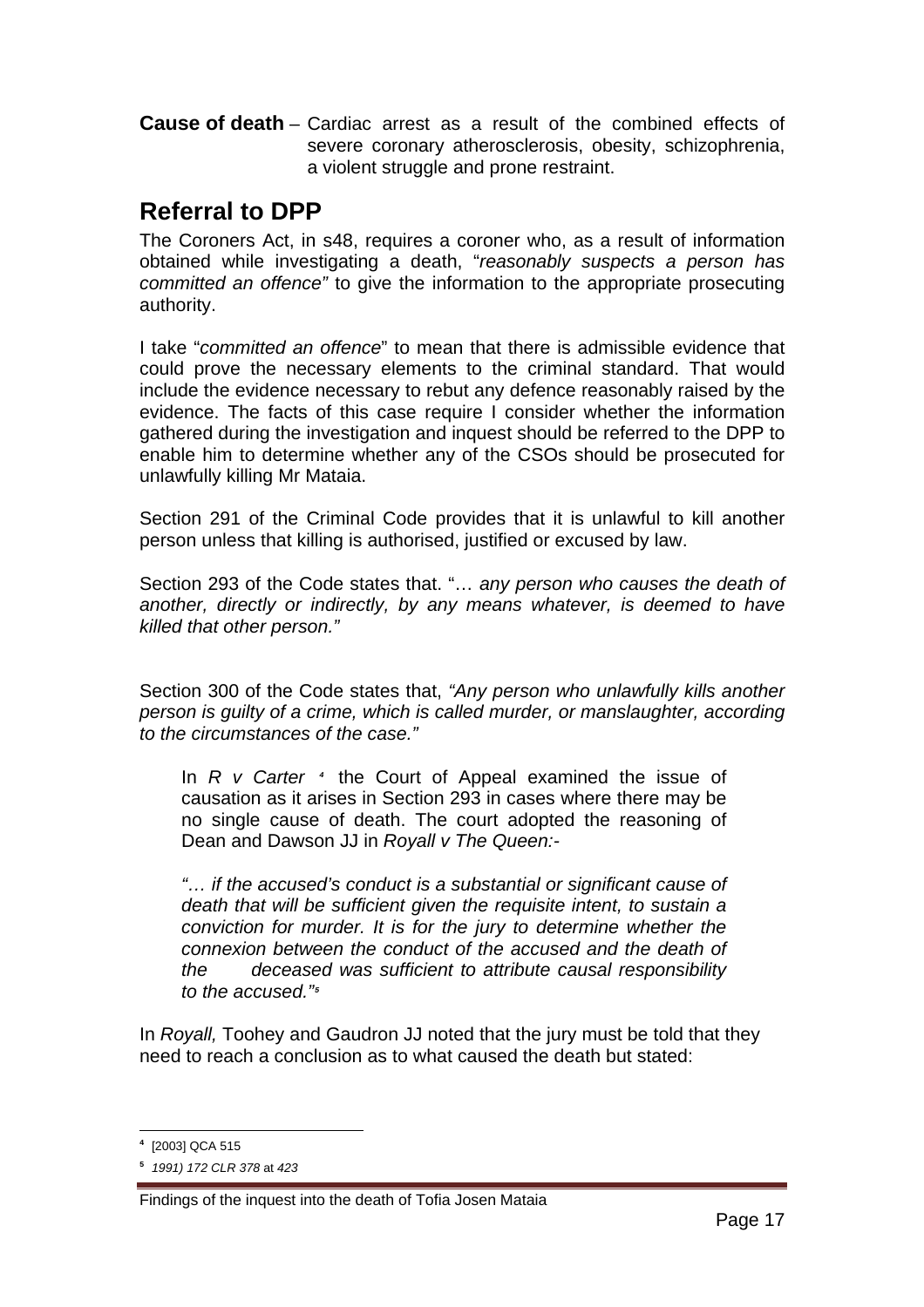**Cause of death** – Cardiac arrest as a result of the combined effects of severe coronary atherosclerosis, obesity, schizophrenia, a violent struggle and prone restraint.

## Referral to DPP

The Coroners Act, in s48, requires a coroner who, as a result of information obtained while investigating a death, "*reasonably suspects a person has committed an offence"* to give the information to the appropriate prosecuting authority.

I take "*committed an offence*" to mean that there is admissible evidence that could prove the necessary elements to the criminal standard. That would include the evidence necessary to rebut any defence reasonably raised by the evidence. The facts of this case require I consider whether the information gathered during the investigation and inquest should be referred to the DPP to enable him to determine whether any of the CSOs should be prosecuted for unlawfully killing Mr Mataia.

Section 291 of the Criminal Code provides that it is unlawful to kill another person unless that killing is authorised, justified or excused by law.

Section 293 of the Code states that. "… *any person who causes the death of another, directly or indirectly, by any means whatever, is deemed to have killed that other person."*

Section 300 of the Code states that, *"Any person who unlawfully kills another person is guilty of a crime, which is called murder, or manslaughter, according to the circumstances of the case."*

> In *R v Carter* [4] the Court of Appeal examined the issue of causation as it arises in Section 293 in cases where there may be no single cause of death. The court adopted the reasoning of Dean and Dawson JJ in *Royall v The Queen:*-
>
> *"… if the accused's conduct is a substantial or significant cause of death that will be sufficient given the requisite intent, to sustain a conviction for murder. It is for the jury to determine whether the connexion between the conduct of the accused and the death of the deceased was sufficient to attribute causal responsibility to the accused."* [5]

In *Royall,* Toohey and Gaudron JJ noted that the jury must be told that they need to reach a conclusion as to what caused the death but stated:

---

[4] [2003] QCA 515

[5] *1991) 172 CLR 378* at *423*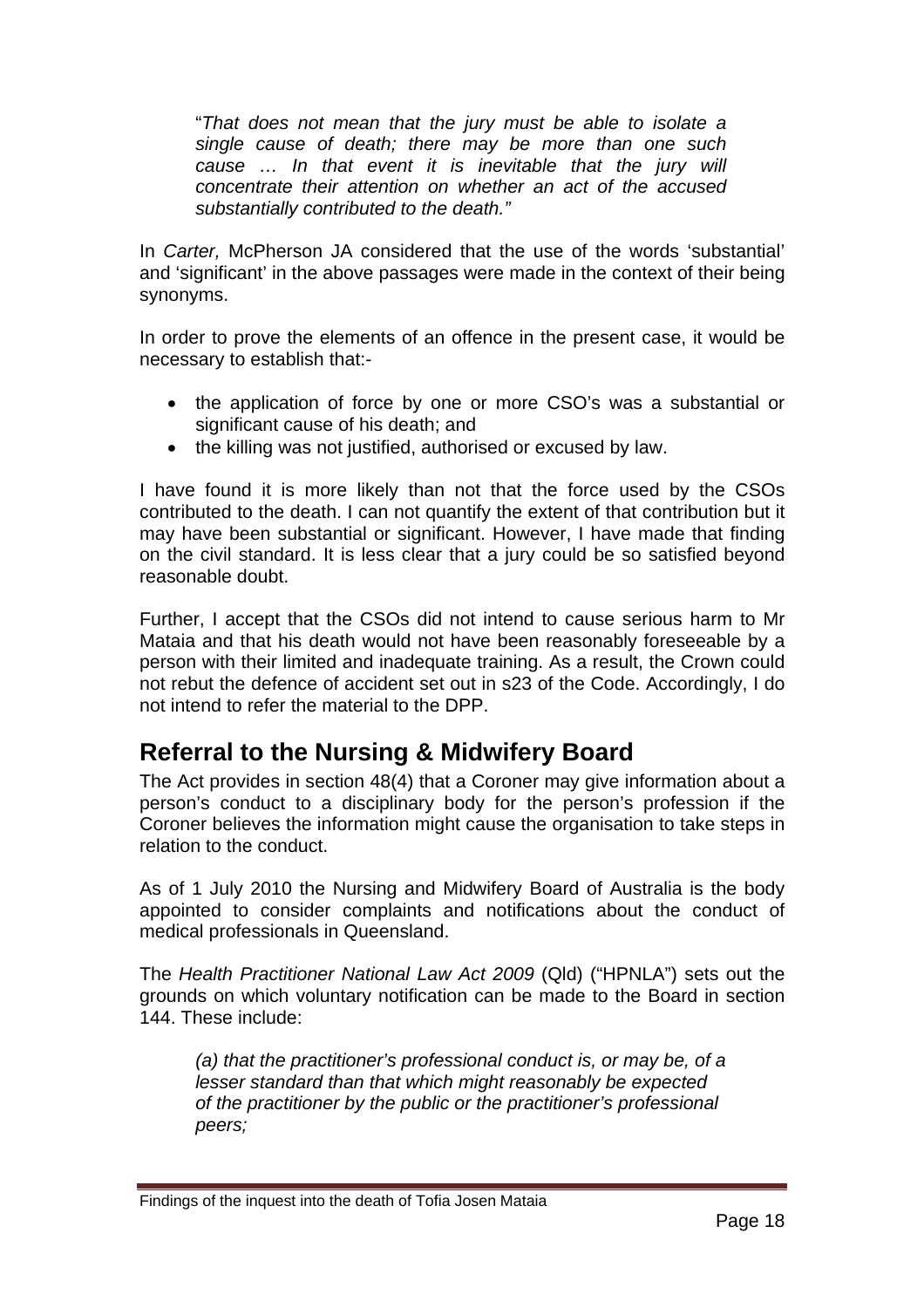> "*That does not mean that the jury must be able to isolate a single cause of death; there may be more than one such cause … In that event it is inevitable that the jury will concentrate their attention on whether an act of the accused substantially contributed to the death."*

In *Carter,* McPherson JA considered that the use of the words 'substantial' and 'significant' in the above passages were made in the context of their being synonyms.

In order to prove the elements of an offence in the present case, it would be necessary to establish that:-

- the application of force by one or more CSO's was a substantial or significant cause of his death; and
- the killing was not justified, authorised or excused by law.

I have found it is more likely than not that the force used by the CSOs contributed to the death. I can not quantify the extent of that contribution but it may have been substantial or significant. However, I have made that finding on the civil standard. It is less clear that a jury could be so satisfied beyond reasonable doubt.

Further, I accept that the CSOs did not intend to cause serious harm to Mr Mataia and that his death would not have been reasonably foreseeable by a person with their limited and inadequate training. As a result, the Crown could not rebut the defence of accident set out in s23 of the Code. Accordingly, I do not intend to refer the material to the DPP.

## Referral to the Nursing & Midwifery Board

The Act provides in section 48(4) that a Coroner may give information about a person's conduct to a disciplinary body for the person's profession if the Coroner believes the information might cause the organisation to take steps in relation to the conduct.

As of 1 July 2010 the Nursing and Midwifery Board of Australia is the body appointed to consider complaints and notifications about the conduct of medical professionals in Queensland.

The *Health Practitioner National Law Act 2009* (Qld) ("HPNLA") sets out the grounds on which voluntary notification can be made to the Board in section 144. These include:

> *(a) that the practitioner's professional conduct is, or may be, of a lesser standard than that which might reasonably be expected of the practitioner by the public or the practitioner's professional peers;*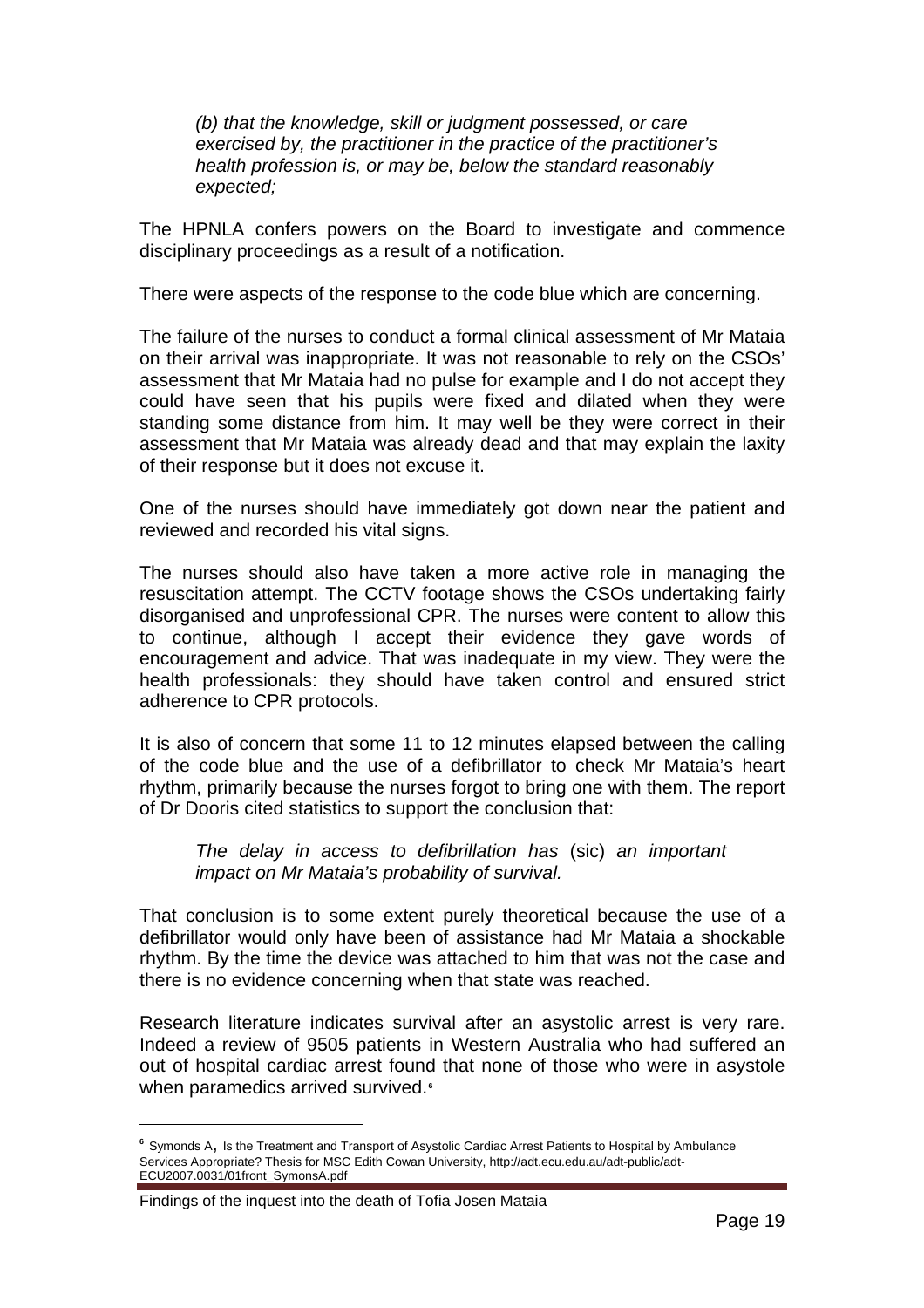*(b) that the knowledge, skill or judgment possessed, or care exercised by, the practitioner in the practice of the practitioner's health profession is, or may be, below the standard reasonably expected;*

The HPNLA confers powers on the Board to investigate and commence disciplinary proceedings as a result of a notification.

There were aspects of the response to the code blue which are concerning.

The failure of the nurses to conduct a formal clinical assessment of Mr Mataia on their arrival was inappropriate. It was not reasonable to rely on the CSOs' assessment that Mr Mataia had no pulse for example and I do not accept they could have seen that his pupils were fixed and dilated when they were standing some distance from him. It may well be they were correct in their assessment that Mr Mataia was already dead and that may explain the laxity of their response but it does not excuse it.

One of the nurses should have immediately got down near the patient and reviewed and recorded his vital signs.

The nurses should also have taken a more active role in managing the resuscitation attempt. The CCTV footage shows the CSOs undertaking fairly disorganised and unprofessional CPR. The nurses were content to allow this to continue, although I accept their evidence they gave words of encouragement and advice. That was inadequate in my view. They were the health professionals: they should have taken control and ensured strict adherence to CPR protocols.

It is also of concern that some 11 to 12 minutes elapsed between the calling of the code blue and the use of a defibrillator to check Mr Mataia's heart rhythm, primarily because the nurses forgot to bring one with them. The report of Dr Dooris cited statistics to support the conclusion that:

> *The delay in access to defibrillation has* (sic) *an important impact on Mr Mataia's probability of survival.*

That conclusion is to some extent purely theoretical because the use of a defibrillator would only have been of assistance had Mr Mataia a shockable rhythm. By the time the device was attached to him that was not the case and there is no evidence concerning when that state was reached.

Research literature indicates survival after an asystolic arrest is very rare. Indeed a review of 9505 patients in Western Australia who had suffered an out of hospital cardiac arrest found that none of those who were in asystole when paramedics arrived survived.[6]

---

[6] Symonds A, Is the Treatment and Transport of Asystolic Cardiac Arrest Patients to Hospital by Ambulance Services Appropriate? Thesis for MSC Edith Cowan University, http://adt.ecu.edu.au/adt-public/adt-ECU2007.0031/01front_SymonsA.pdf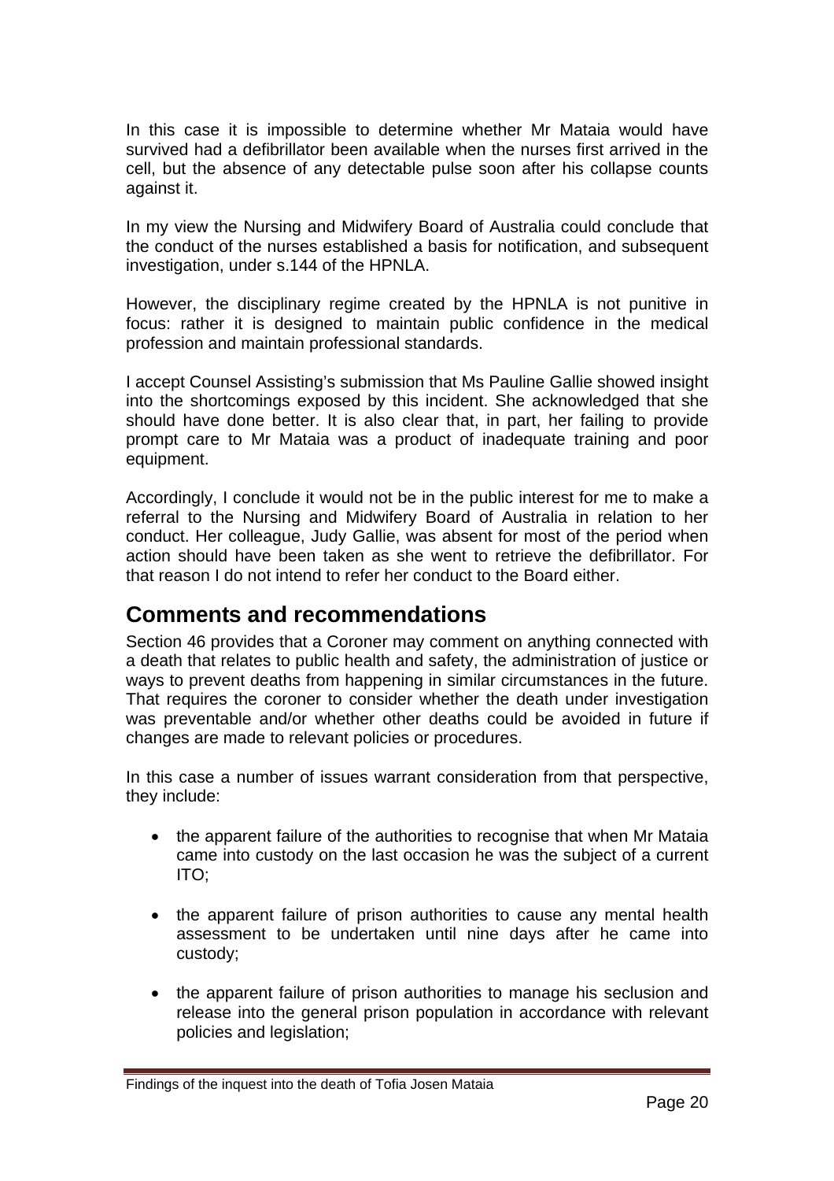In this case it is impossible to determine whether Mr Mataia would have survived had a defibrillator been available when the nurses first arrived in the cell, but the absence of any detectable pulse soon after his collapse counts against it.

In my view the Nursing and Midwifery Board of Australia could conclude that the conduct of the nurses established a basis for notification, and subsequent investigation, under s.144 of the HPNLA.

However, the disciplinary regime created by the HPNLA is not punitive in focus: rather it is designed to maintain public confidence in the medical profession and maintain professional standards.

I accept Counsel Assisting's submission that Ms Pauline Gallie showed insight into the shortcomings exposed by this incident. She acknowledged that she should have done better. It is also clear that, in part, her failing to provide prompt care to Mr Mataia was a product of inadequate training and poor equipment.

Accordingly, I conclude it would not be in the public interest for me to make a referral to the Nursing and Midwifery Board of Australia in relation to her conduct. Her colleague, Judy Gallie, was absent for most of the period when action should have been taken as she went to retrieve the defibrillator. For that reason I do not intend to refer her conduct to the Board either.

## Comments and recommendations

Section 46 provides that a Coroner may comment on anything connected with a death that relates to public health and safety, the administration of justice or ways to prevent deaths from happening in similar circumstances in the future. That requires the coroner to consider whether the death under investigation was preventable and/or whether other deaths could be avoided in future if changes are made to relevant policies or procedures.

In this case a number of issues warrant consideration from that perspective, they include:

- the apparent failure of the authorities to recognise that when Mr Mataia came into custody on the last occasion he was the subject of a current ITO;
- the apparent failure of prison authorities to cause any mental health assessment to be undertaken until nine days after he came into custody;
- the apparent failure of prison authorities to manage his seclusion and release into the general prison population in accordance with relevant policies and legislation;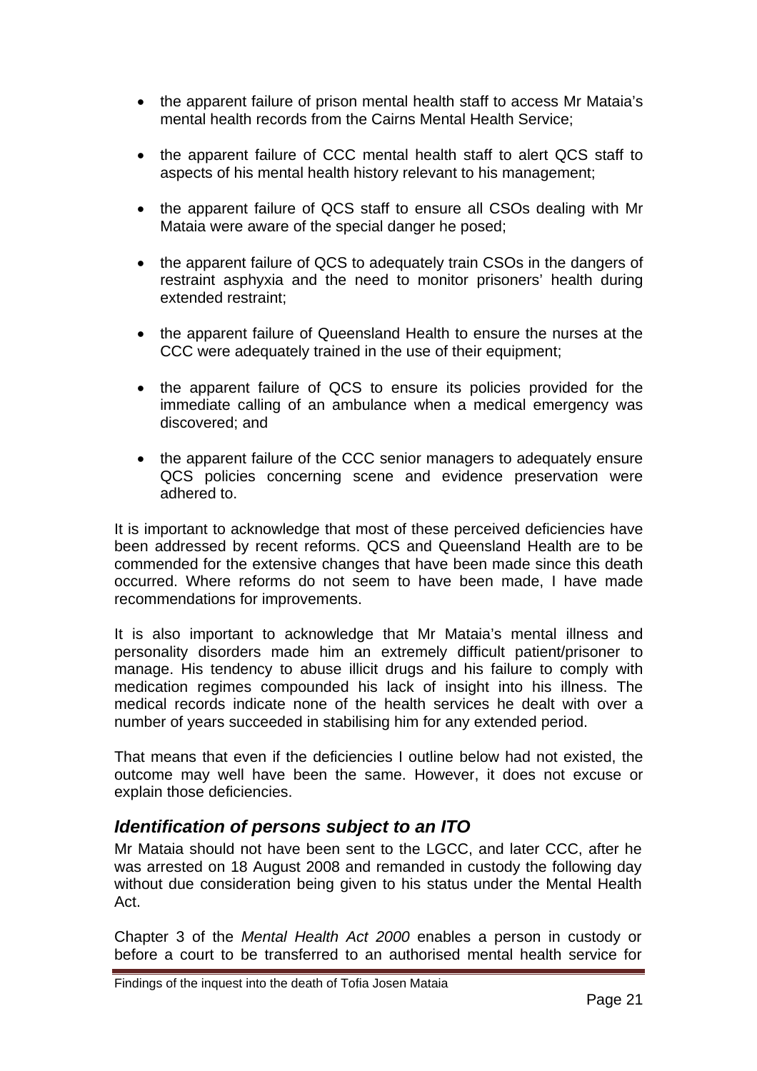- the apparent failure of prison mental health staff to access Mr Mataia's mental health records from the Cairns Mental Health Service;
- the apparent failure of CCC mental health staff to alert QCS staff to aspects of his mental health history relevant to his management;
- the apparent failure of QCS staff to ensure all CSOs dealing with Mr Mataia were aware of the special danger he posed;
- the apparent failure of QCS to adequately train CSOs in the dangers of restraint asphyxia and the need to monitor prisoners' health during extended restraint;
- the apparent failure of Queensland Health to ensure the nurses at the CCC were adequately trained in the use of their equipment;
- the apparent failure of QCS to ensure its policies provided for the immediate calling of an ambulance when a medical emergency was discovered; and
- the apparent failure of the CCC senior managers to adequately ensure QCS policies concerning scene and evidence preservation were adhered to.

It is important to acknowledge that most of these perceived deficiencies have been addressed by recent reforms. QCS and Queensland Health are to be commended for the extensive changes that have been made since this death occurred. Where reforms do not seem to have been made, I have made recommendations for improvements.

It is also important to acknowledge that Mr Mataia's mental illness and personality disorders made him an extremely difficult patient/prisoner to manage. His tendency to abuse illicit drugs and his failure to comply with medication regimes compounded his lack of insight into his illness. The medical records indicate none of the health services he dealt with over a number of years succeeded in stabilising him for any extended period.

That means that even if the deficiencies I outline below had not existed, the outcome may well have been the same. However, it does not excuse or explain those deficiencies.

## *Identification of persons subject to an ITO*

Mr Mataia should not have been sent to the LGCC, and later CCC, after he was arrested on 18 August 2008 and remanded in custody the following day without due consideration being given to his status under the Mental Health Act.

Chapter 3 of the *Mental Health Act 2000* enables a person in custody or before a court to be transferred to an authorised mental health service for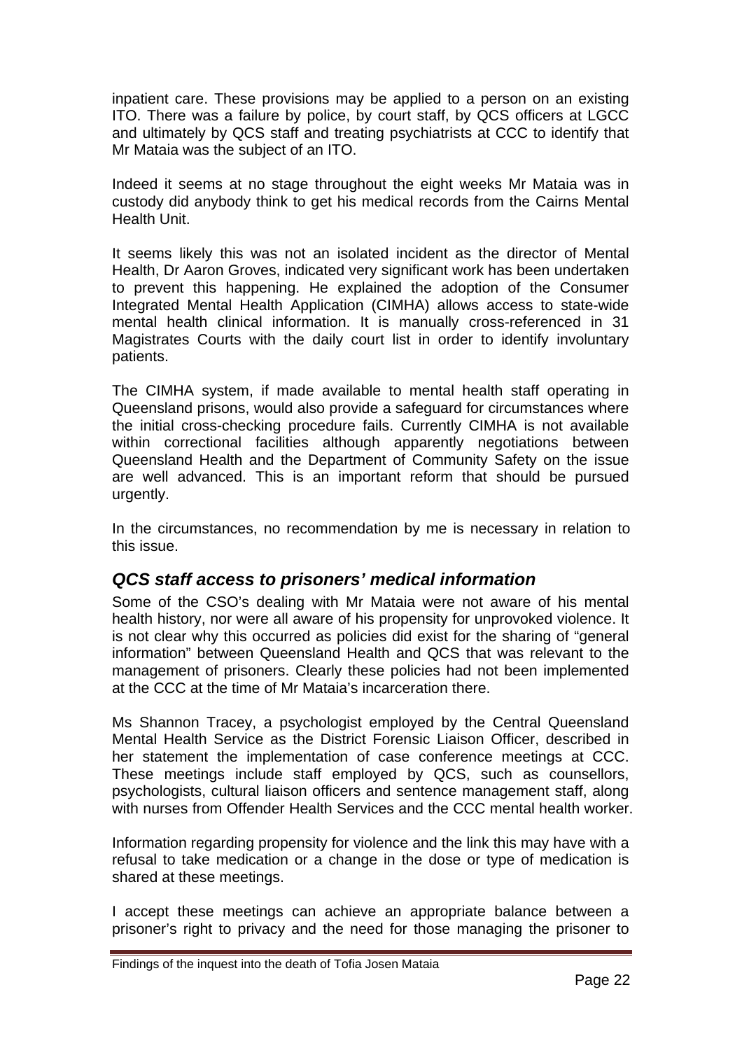inpatient care. These provisions may be applied to a person on an existing ITO. There was a failure by police, by court staff, by QCS officers at LGCC and ultimately by QCS staff and treating psychiatrists at CCC to identify that Mr Mataia was the subject of an ITO.

Indeed it seems at no stage throughout the eight weeks Mr Mataia was in custody did anybody think to get his medical records from the Cairns Mental Health Unit.

It seems likely this was not an isolated incident as the director of Mental Health, Dr Aaron Groves, indicated very significant work has been undertaken to prevent this happening. He explained the adoption of the Consumer Integrated Mental Health Application (CIMHA) allows access to state-wide mental health clinical information. It is manually cross-referenced in 31 Magistrates Courts with the daily court list in order to identify involuntary patients.

The CIMHA system, if made available to mental health staff operating in Queensland prisons, would also provide a safeguard for circumstances where the initial cross-checking procedure fails. Currently CIMHA is not available within correctional facilities although apparently negotiations between Queensland Health and the Department of Community Safety on the issue are well advanced. This is an important reform that should be pursued urgently.

In the circumstances, no recommendation by me is necessary in relation to this issue.

## *QCS staff access to prisoners' medical information*

Some of the CSO's dealing with Mr Mataia were not aware of his mental health history, nor were all aware of his propensity for unprovoked violence. It is not clear why this occurred as policies did exist for the sharing of "general information" between Queensland Health and QCS that was relevant to the management of prisoners. Clearly these policies had not been implemented at the CCC at the time of Mr Mataia's incarceration there.

Ms Shannon Tracey, a psychologist employed by the Central Queensland Mental Health Service as the District Forensic Liaison Officer, described in her statement the implementation of case conference meetings at CCC. These meetings include staff employed by QCS, such as counsellors, psychologists, cultural liaison officers and sentence management staff, along with nurses from Offender Health Services and the CCC mental health worker.

Information regarding propensity for violence and the link this may have with a refusal to take medication or a change in the dose or type of medication is shared at these meetings.

I accept these meetings can achieve an appropriate balance between a prisoner's right to privacy and the need for those managing the prisoner to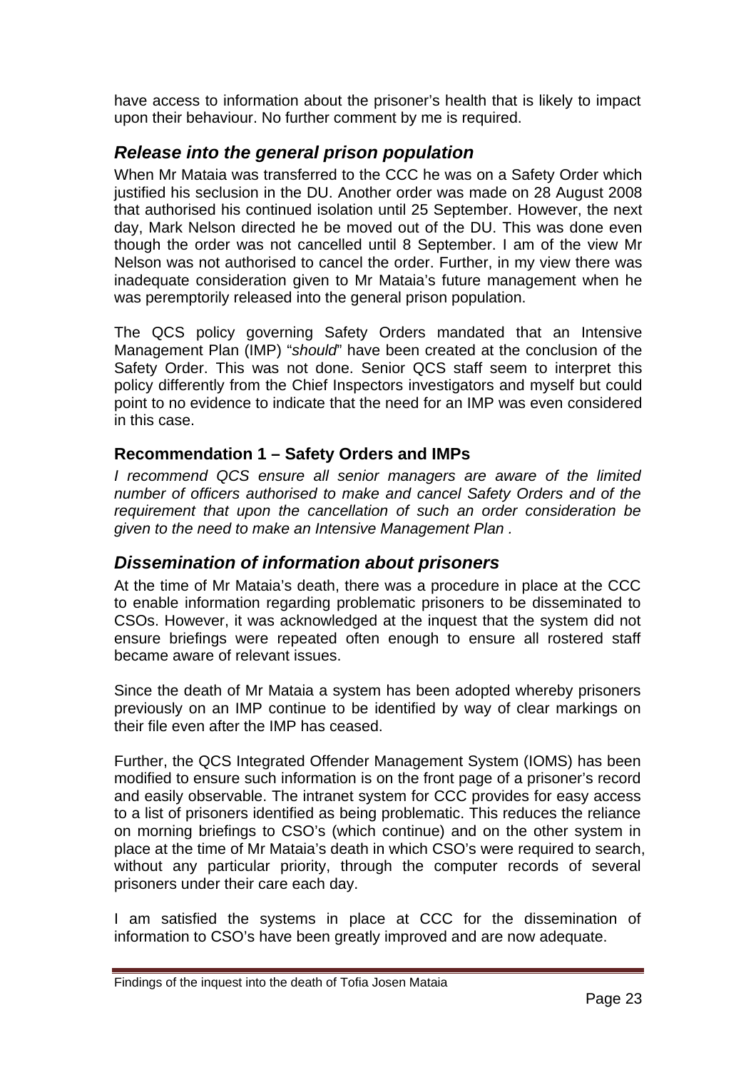have access to information about the prisoner's health that is likely to impact upon their behaviour. No further comment by me is required.

## *Release into the general prison population*

When Mr Mataia was transferred to the CCC he was on a Safety Order which justified his seclusion in the DU. Another order was made on 28 August 2008 that authorised his continued isolation until 25 September. However, the next day, Mark Nelson directed he be moved out of the DU. This was done even though the order was not cancelled until 8 September. I am of the view Mr Nelson was not authorised to cancel the order. Further, in my view there was inadequate consideration given to Mr Mataia's future management when he was peremptorily released into the general prison population.

The QCS policy governing Safety Orders mandated that an Intensive Management Plan (IMP) "*should*" have been created at the conclusion of the Safety Order. This was not done. Senior QCS staff seem to interpret this policy differently from the Chief Inspectors investigators and myself but could point to no evidence to indicate that the need for an IMP was even considered in this case.

### Recommendation 1 – Safety Orders and IMPs

*I recommend QCS ensure all senior managers are aware of the limited number of officers authorised to make and cancel Safety Orders and of the requirement that upon the cancellation of such an order consideration be given to the need to make an Intensive Management Plan .*

## *Dissemination of information about prisoners*

At the time of Mr Mataia's death, there was a procedure in place at the CCC to enable information regarding problematic prisoners to be disseminated to CSOs. However, it was acknowledged at the inquest that the system did not ensure briefings were repeated often enough to ensure all rostered staff became aware of relevant issues.

Since the death of Mr Mataia a system has been adopted whereby prisoners previously on an IMP continue to be identified by way of clear markings on their file even after the IMP has ceased.

Further, the QCS Integrated Offender Management System (IOMS) has been modified to ensure such information is on the front page of a prisoner's record and easily observable. The intranet system for CCC provides for easy access to a list of prisoners identified as being problematic. This reduces the reliance on morning briefings to CSO's (which continue) and on the other system in place at the time of Mr Mataia's death in which CSO's were required to search, without any particular priority, through the computer records of several prisoners under their care each day.

I am satisfied the systems in place at CCC for the dissemination of information to CSO's have been greatly improved and are now adequate.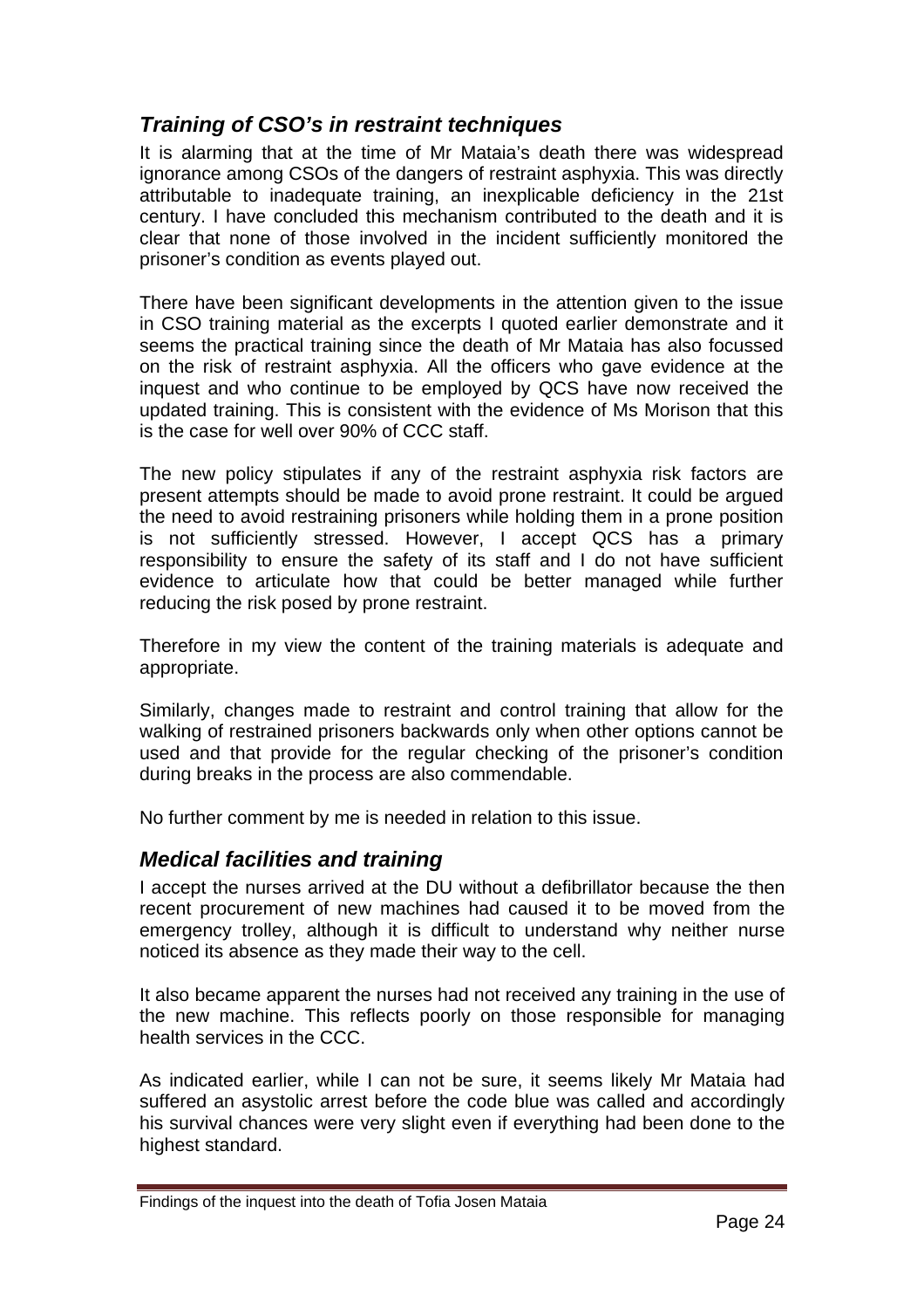## *Training of CSO's in restraint techniques*

It is alarming that at the time of Mr Mataia's death there was widespread ignorance among CSOs of the dangers of restraint asphyxia. This was directly attributable to inadequate training, an inexplicable deficiency in the 21st century. I have concluded this mechanism contributed to the death and it is clear that none of those involved in the incident sufficiently monitored the prisoner's condition as events played out.

There have been significant developments in the attention given to the issue in CSO training material as the excerpts I quoted earlier demonstrate and it seems the practical training since the death of Mr Mataia has also focussed on the risk of restraint asphyxia. All the officers who gave evidence at the inquest and who continue to be employed by QCS have now received the updated training. This is consistent with the evidence of Ms Morison that this is the case for well over 90% of CCC staff.

The new policy stipulates if any of the restraint asphyxia risk factors are present attempts should be made to avoid prone restraint. It could be argued the need to avoid restraining prisoners while holding them in a prone position is not sufficiently stressed. However, I accept QCS has a primary responsibility to ensure the safety of its staff and I do not have sufficient evidence to articulate how that could be better managed while further reducing the risk posed by prone restraint.

Therefore in my view the content of the training materials is adequate and appropriate.

Similarly, changes made to restraint and control training that allow for the walking of restrained prisoners backwards only when other options cannot be used and that provide for the regular checking of the prisoner's condition during breaks in the process are also commendable.

No further comment by me is needed in relation to this issue.

## *Medical facilities and training*

I accept the nurses arrived at the DU without a defibrillator because the then recent procurement of new machines had caused it to be moved from the emergency trolley, although it is difficult to understand why neither nurse noticed its absence as they made their way to the cell.

It also became apparent the nurses had not received any training in the use of the new machine. This reflects poorly on those responsible for managing health services in the CCC.

As indicated earlier, while I can not be sure, it seems likely Mr Mataia had suffered an asystolic arrest before the code blue was called and accordingly his survival chances were very slight even if everything had been done to the highest standard.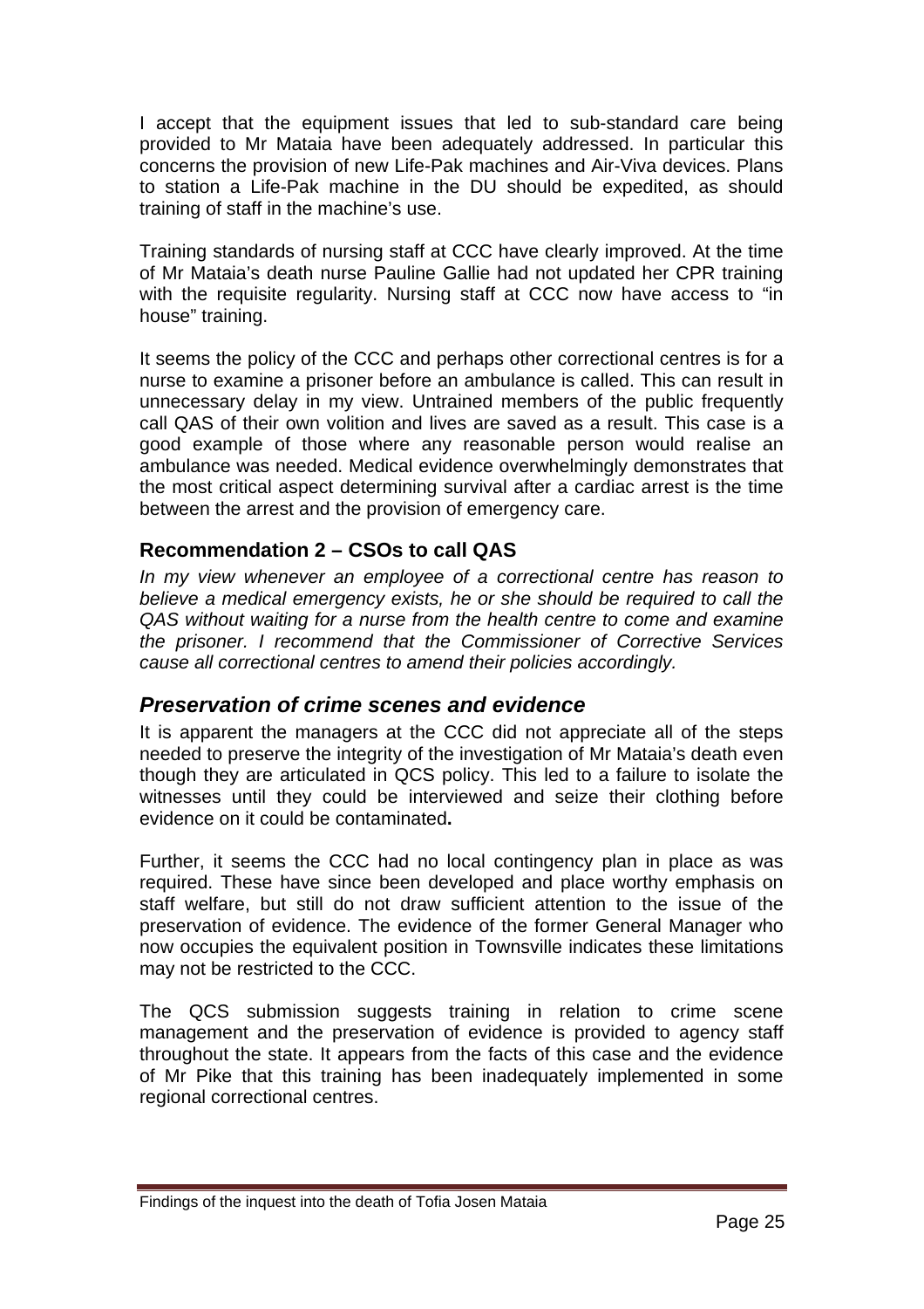I accept that the equipment issues that led to sub-standard care being provided to Mr Mataia have been adequately addressed. In particular this concerns the provision of new Life-Pak machines and Air-Viva devices. Plans to station a Life-Pak machine in the DU should be expedited, as should training of staff in the machine's use.

Training standards of nursing staff at CCC have clearly improved. At the time of Mr Mataia's death nurse Pauline Gallie had not updated her CPR training with the requisite regularity. Nursing staff at CCC now have access to "in house" training.

It seems the policy of the CCC and perhaps other correctional centres is for a nurse to examine a prisoner before an ambulance is called. This can result in unnecessary delay in my view. Untrained members of the public frequently call QAS of their own volition and lives are saved as a result. This case is a good example of those where any reasonable person would realise an ambulance was needed. Medical evidence overwhelmingly demonstrates that the most critical aspect determining survival after a cardiac arrest is the time between the arrest and the provision of emergency care.

### Recommendation 2 – CSOs to call QAS

*In my view whenever an employee of a correctional centre has reason to believe a medical emergency exists, he or she should be required to call the QAS without waiting for a nurse from the health centre to come and examine the prisoner. I recommend that the Commissioner of Corrective Services cause all correctional centres to amend their policies accordingly.*

## *Preservation of crime scenes and evidence*

It is apparent the managers at the CCC did not appreciate all of the steps needed to preserve the integrity of the investigation of Mr Mataia's death even though they are articulated in QCS policy. This led to a failure to isolate the witnesses until they could be interviewed and seize their clothing before evidence on it could be contaminated**.**

Further, it seems the CCC had no local contingency plan in place as was required. These have since been developed and place worthy emphasis on staff welfare, but still do not draw sufficient attention to the issue of the preservation of evidence. The evidence of the former General Manager who now occupies the equivalent position in Townsville indicates these limitations may not be restricted to the CCC.

The QCS submission suggests training in relation to crime scene management and the preservation of evidence is provided to agency staff throughout the state. It appears from the facts of this case and the evidence of Mr Pike that this training has been inadequately implemented in some regional correctional centres.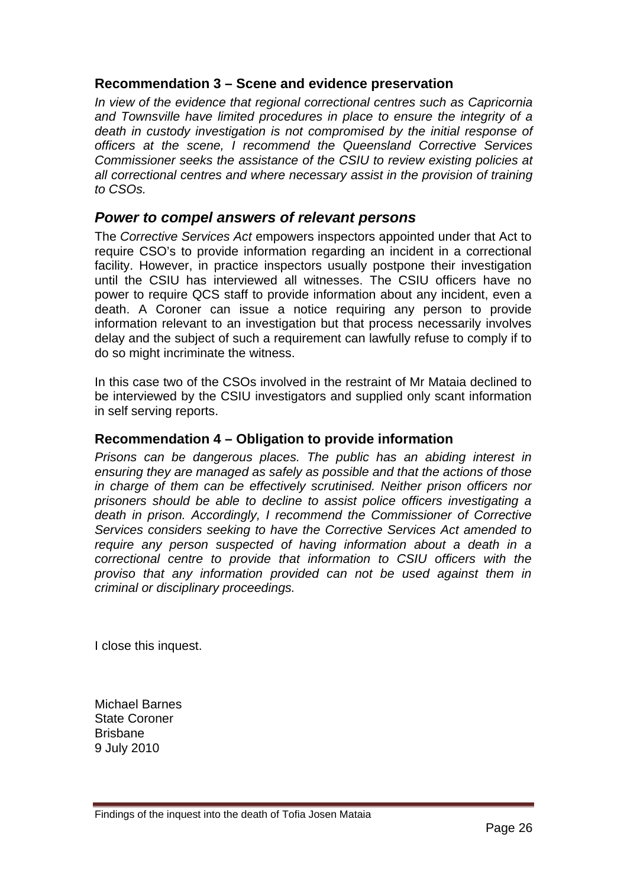### Recommendation 3 – Scene and evidence preservation

*In view of the evidence that regional correctional centres such as Capricornia and Townsville have limited procedures in place to ensure the integrity of a death in custody investigation is not compromised by the initial response of officers at the scene, I recommend the Queensland Corrective Services Commissioner seeks the assistance of the CSIU to review existing policies at all correctional centres and where necessary assist in the provision of training to CSOs.*

## *Power to compel answers of relevant persons*

The *Corrective Services Act* empowers inspectors appointed under that Act to require CSO's to provide information regarding an incident in a correctional facility. However, in practice inspectors usually postpone their investigation until the CSIU has interviewed all witnesses. The CSIU officers have no power to require QCS staff to provide information about any incident, even a death. A Coroner can issue a notice requiring any person to provide information relevant to an investigation but that process necessarily involves delay and the subject of such a requirement can lawfully refuse to comply if to do so might incriminate the witness.

In this case two of the CSOs involved in the restraint of Mr Mataia declined to be interviewed by the CSIU investigators and supplied only scant information in self serving reports.

### Recommendation 4 – Obligation to provide information

*Prisons can be dangerous places. The public has an abiding interest in ensuring they are managed as safely as possible and that the actions of those in charge of them can be effectively scrutinised. Neither prison officers nor prisoners should be able to decline to assist police officers investigating a death in prison. Accordingly, I recommend the Commissioner of Corrective Services considers seeking to have the Corrective Services Act amended to require any person suspected of having information about a death in a correctional centre to provide that information to CSIU officers with the proviso that any information provided can not be used against them in criminal or disciplinary proceedings.*

I close this inquest.

Michael Barnes
State Coroner
Brisbane
9 July 2010